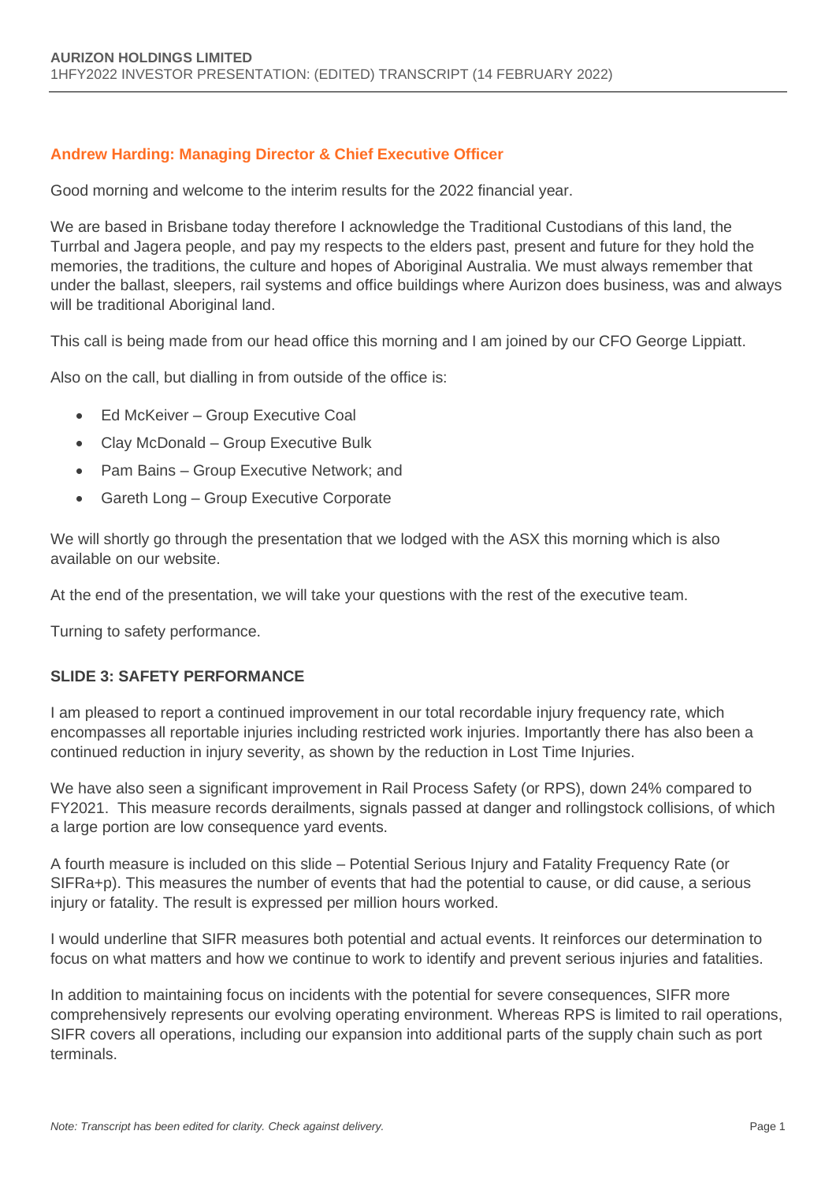**Andrew Harding: Managing Director & Chief Executive Officer**

Good morning and welcome to the interim results for the 2022 financial year.

We are based in Brisbane today therefore I acknowledge the Traditional Custodians of this land, the Turrbal and Jagera people, and pay my respects to the elders past, present and future for they hold the memories, the traditions, the culture and hopes of Aboriginal Australia. We must always remember that under the ballast, sleepers, rail systems and office buildings where Aurizon does business, was and always will be traditional Aboriginal land.

This call is being made from our head office this morning and I am joined by our CFO George Lippiatt.

Also on the call, but dialling in from outside of the office is:

- Ed McKeiver – Group Executive Coal
- Clay McDonald – Group Executive Bulk
- Pam Bains – Group Executive Network; and
- Gareth Long – Group Executive Corporate

We will shortly go through the presentation that we lodged with the ASX this morning which is also available on our website.

At the end of the presentation, we will take your questions with the rest of the executive team.

Turning to safety performance.

**SLIDE 3: SAFETY PERFORMANCE**

I am pleased to report a continued improvement in our total recordable injury frequency rate, which encompasses all reportable injuries including restricted work injuries. Importantly there has also been a continued reduction in injury severity, as shown by the reduction in Lost Time Injuries.

We have also seen a significant improvement in Rail Process Safety (or RPS), down 24% compared to FY2021. This measure records derailments, signals passed at danger and rollingstock collisions, of which a large portion are low consequence yard events.

A fourth measure is included on this slide – Potential Serious Injury and Fatality Frequency Rate (or SIFRa+p). This measures the number of events that had the potential to cause, or did cause, a serious injury or fatality. The result is expressed per million hours worked.

I would underline that SIFR measures both potential and actual events. It reinforces our determination to focus on what matters and how we continue to work to identify and prevent serious injuries and fatalities.

In addition to maintaining focus on incidents with the potential for severe consequences, SIFR more comprehensively represents our evolving operating environment. Whereas RPS is limited to rail operations, SIFR covers all operations, including our expansion into additional parts of the supply chain such as port terminals.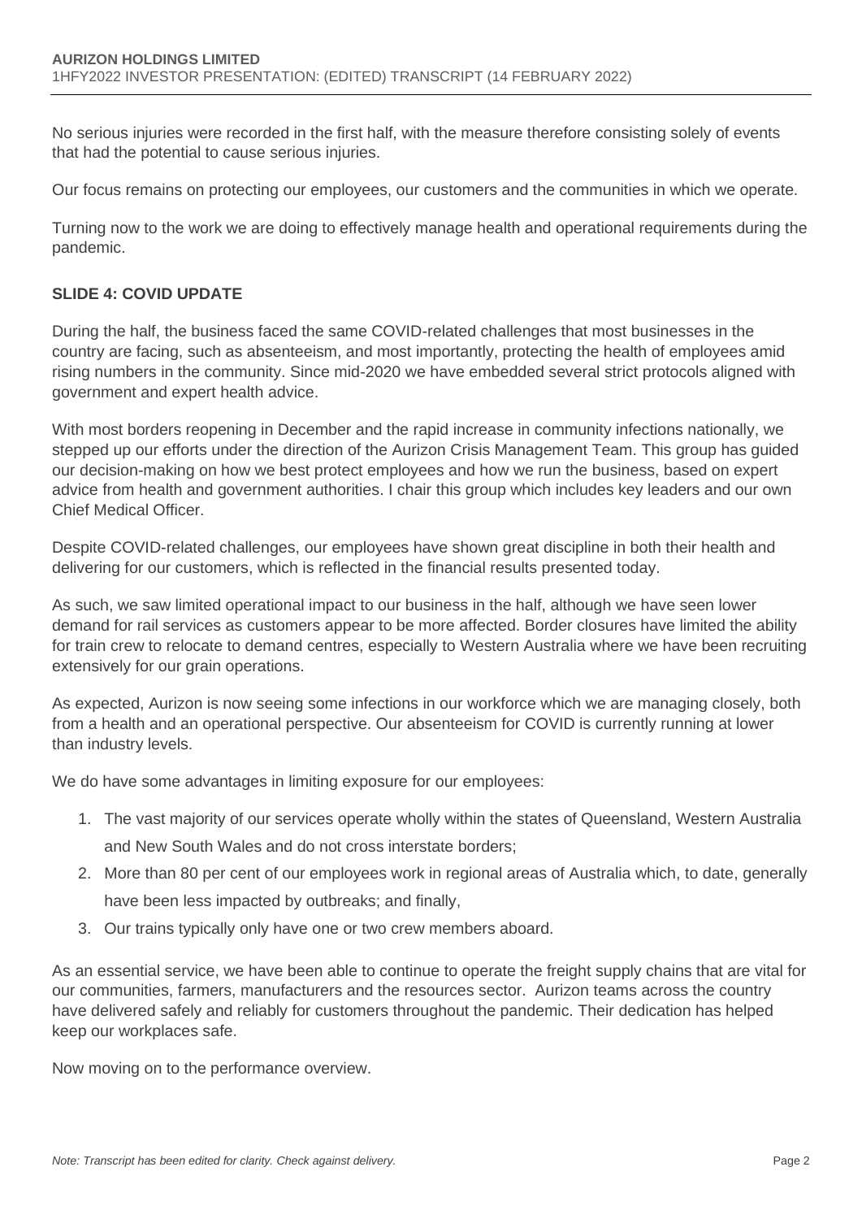No serious injuries were recorded in the first half, with the measure therefore consisting solely of events that had the potential to cause serious injuries.

Our focus remains on protecting our employees, our customers and the communities in which we operate.

Turning now to the work we are doing to effectively manage health and operational requirements during the pandemic.

**SLIDE 4: COVID UPDATE**

During the half, the business faced the same COVID-related challenges that most businesses in the country are facing, such as absenteeism, and most importantly, protecting the health of employees amid rising numbers in the community. Since mid-2020 we have embedded several strict protocols aligned with government and expert health advice.

With most borders reopening in December and the rapid increase in community infections nationally, we stepped up our efforts under the direction of the Aurizon Crisis Management Team. This group has guided our decision-making on how we best protect employees and how we run the business, based on expert advice from health and government authorities. I chair this group which includes key leaders and our own Chief Medical Officer.

Despite COVID-related challenges, our employees have shown great discipline in both their health and delivering for our customers, which is reflected in the financial results presented today.

As such, we saw limited operational impact to our business in the half, although we have seen lower demand for rail services as customers appear to be more affected. Border closures have limited the ability for train crew to relocate to demand centres, especially to Western Australia where we have been recruiting extensively for our grain operations.

As expected, Aurizon is now seeing some infections in our workforce which we are managing closely, both from a health and an operational perspective. Our absenteeism for COVID is currently running at lower than industry levels.

We do have some advantages in limiting exposure for our employees:

1. The vast majority of our services operate wholly within the states of Queensland, Western Australia and New South Wales and do not cross interstate borders;
2. More than 80 per cent of our employees work in regional areas of Australia which, to date, generally have been less impacted by outbreaks; and finally,
3. Our trains typically only have one or two crew members aboard.

As an essential service, we have been able to continue to operate the freight supply chains that are vital for our communities, farmers, manufacturers and the resources sector. Aurizon teams across the country have delivered safely and reliably for customers throughout the pandemic. Their dedication has helped keep our workplaces safe.

Now moving on to the performance overview.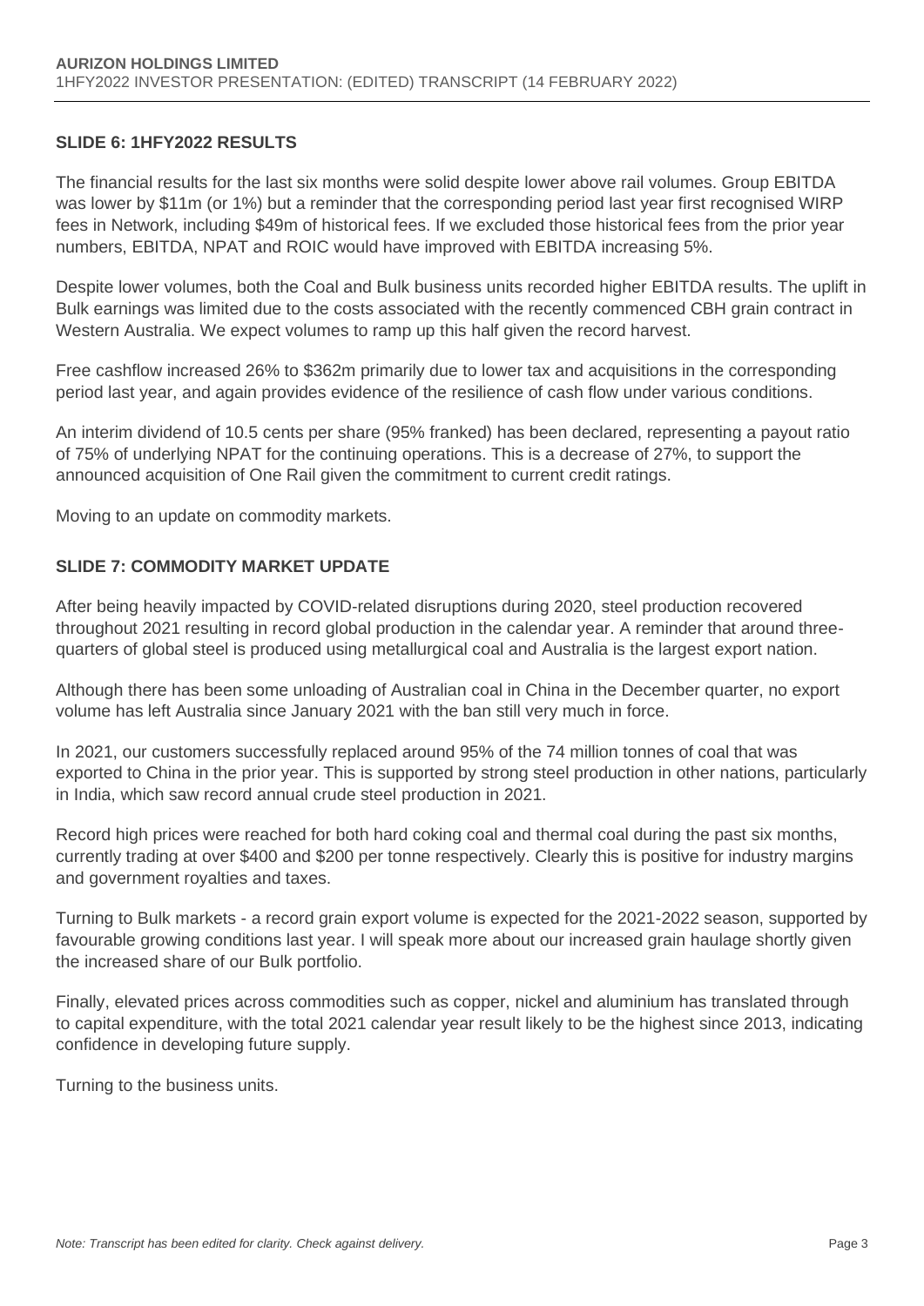## SLIDE 6: 1HFY2022 RESULTS

The financial results for the last six months were solid despite lower above rail volumes. Group EBITDA was lower by $11m (or 1%) but a reminder that the corresponding period last year first recognised WIRP fees in Network, including $49m of historical fees. If we excluded those historical fees from the prior year numbers, EBITDA, NPAT and ROIC would have improved with EBITDA increasing 5%.

Despite lower volumes, both the Coal and Bulk business units recorded higher EBITDA results. The uplift in Bulk earnings was limited due to the costs associated with the recently commenced CBH grain contract in Western Australia. We expect volumes to ramp up this half given the record harvest.

Free cashflow increased 26% to $362m primarily due to lower tax and acquisitions in the corresponding period last year, and again provides evidence of the resilience of cash flow under various conditions.

An interim dividend of 10.5 cents per share (95% franked) has been declared, representing a payout ratio of 75% of underlying NPAT for the continuing operations. This is a decrease of 27%, to support the announced acquisition of One Rail given the commitment to current credit ratings.

Moving to an update on commodity markets.

## SLIDE 7: COMMODITY MARKET UPDATE

After being heavily impacted by COVID-related disruptions during 2020, steel production recovered throughout 2021 resulting in record global production in the calendar year. A reminder that around three-quarters of global steel is produced using metallurgical coal and Australia is the largest export nation.

Although there has been some unloading of Australian coal in China in the December quarter, no export volume has left Australia since January 2021 with the ban still very much in force.

In 2021, our customers successfully replaced around 95% of the 74 million tonnes of coal that was exported to China in the prior year. This is supported by strong steel production in other nations, particularly in India, which saw record annual crude steel production in 2021.

Record high prices were reached for both hard coking coal and thermal coal during the past six months, currently trading at over $400 and $200 per tonne respectively. Clearly this is positive for industry margins and government royalties and taxes.

Turning to Bulk markets - a record grain export volume is expected for the 2021-2022 season, supported by favourable growing conditions last year. I will speak more about our increased grain haulage shortly given the increased share of our Bulk portfolio.

Finally, elevated prices across commodities such as copper, nickel and aluminium has translated through to capital expenditure, with the total 2021 calendar year result likely to be the highest since 2013, indicating confidence in developing future supply.

Turning to the business units.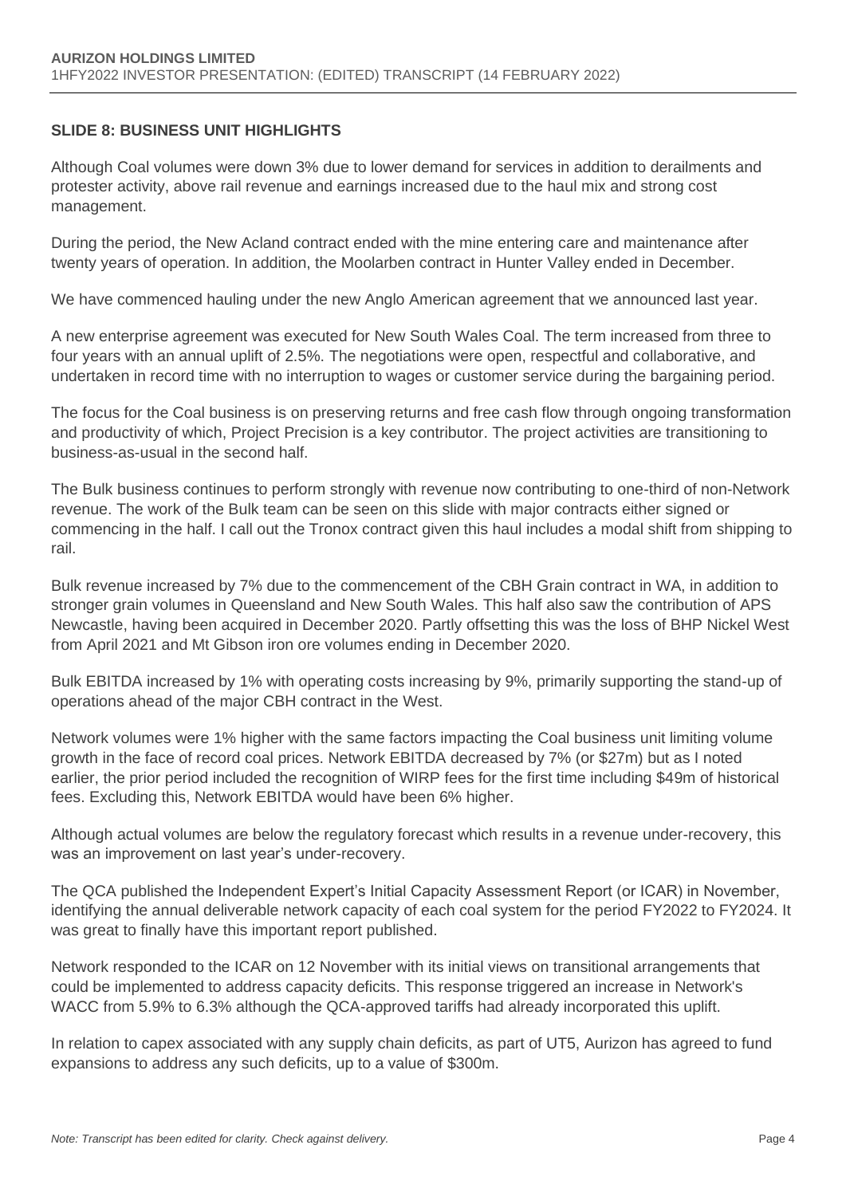## SLIDE 8: BUSINESS UNIT HIGHLIGHTS

Although Coal volumes were down 3% due to lower demand for services in addition to derailments and protester activity, above rail revenue and earnings increased due to the haul mix and strong cost management.

During the period, the New Acland contract ended with the mine entering care and maintenance after twenty years of operation. In addition, the Moolarben contract in Hunter Valley ended in December.

We have commenced hauling under the new Anglo American agreement that we announced last year.

A new enterprise agreement was executed for New South Wales Coal. The term increased from three to four years with an annual uplift of 2.5%. The negotiations were open, respectful and collaborative, and undertaken in record time with no interruption to wages or customer service during the bargaining period.

The focus for the Coal business is on preserving returns and free cash flow through ongoing transformation and productivity of which, Project Precision is a key contributor. The project activities are transitioning to business-as-usual in the second half.

The Bulk business continues to perform strongly with revenue now contributing to one-third of non-Network revenue. The work of the Bulk team can be seen on this slide with major contracts either signed or commencing in the half. I call out the Tronox contract given this haul includes a modal shift from shipping to rail.

Bulk revenue increased by 7% due to the commencement of the CBH Grain contract in WA, in addition to stronger grain volumes in Queensland and New South Wales. This half also saw the contribution of APS Newcastle, having been acquired in December 2020. Partly offsetting this was the loss of BHP Nickel West from April 2021 and Mt Gibson iron ore volumes ending in December 2020.

Bulk EBITDA increased by 1% with operating costs increasing by 9%, primarily supporting the stand-up of operations ahead of the major CBH contract in the West.

Network volumes were 1% higher with the same factors impacting the Coal business unit limiting volume growth in the face of record coal prices. Network EBITDA decreased by 7% (or $27m) but as I noted earlier, the prior period included the recognition of WIRP fees for the first time including $49m of historical fees. Excluding this, Network EBITDA would have been 6% higher.

Although actual volumes are below the regulatory forecast which results in a revenue under-recovery, this was an improvement on last year's under-recovery.

The QCA published the Independent Expert's Initial Capacity Assessment Report (or ICAR) in November, identifying the annual deliverable network capacity of each coal system for the period FY2022 to FY2024. It was great to finally have this important report published.

Network responded to the ICAR on 12 November with its initial views on transitional arrangements that could be implemented to address capacity deficits. This response triggered an increase in Network's WACC from 5.9% to 6.3% although the QCA-approved tariffs had already incorporated this uplift.

In relation to capex associated with any supply chain deficits, as part of UT5, Aurizon has agreed to fund expansions to address any such deficits, up to a value of $300m.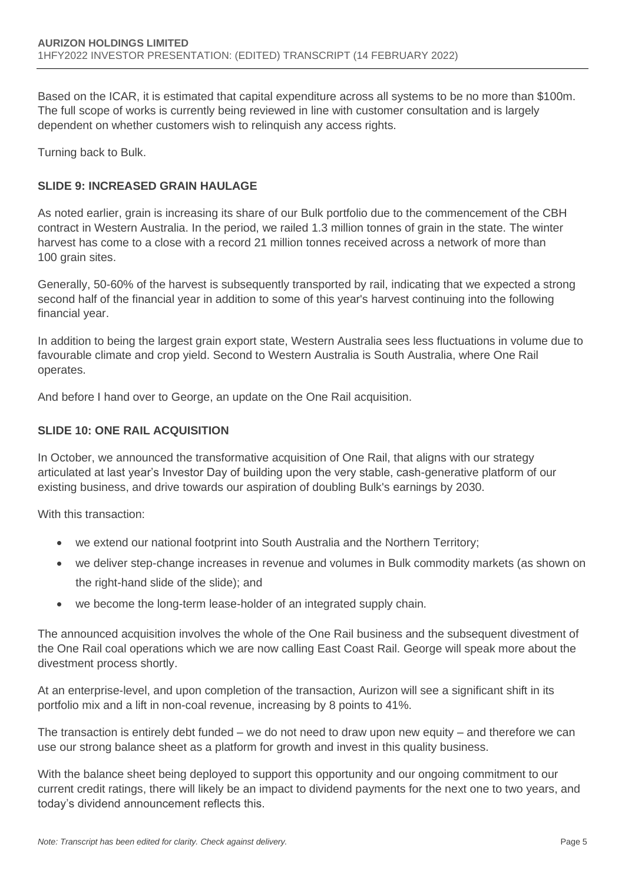Based on the ICAR, it is estimated that capital expenditure across all systems to be no more than $100m. The full scope of works is currently being reviewed in line with customer consultation and is largely dependent on whether customers wish to relinquish any access rights.

Turning back to Bulk.

### SLIDE 9: INCREASED GRAIN HAULAGE

As noted earlier, grain is increasing its share of our Bulk portfolio due to the commencement of the CBH contract in Western Australia. In the period, we railed 1.3 million tonnes of grain in the state. The winter harvest has come to a close with a record 21 million tonnes received across a network of more than 100 grain sites.

Generally, 50-60% of the harvest is subsequently transported by rail, indicating that we expected a strong second half of the financial year in addition to some of this year's harvest continuing into the following financial year.

In addition to being the largest grain export state, Western Australia sees less fluctuations in volume due to favourable climate and crop yield. Second to Western Australia is South Australia, where One Rail operates.

And before I hand over to George, an update on the One Rail acquisition.

### SLIDE 10: ONE RAIL ACQUISITION

In October, we announced the transformative acquisition of One Rail, that aligns with our strategy articulated at last year's Investor Day of building upon the very stable, cash-generative platform of our existing business, and drive towards our aspiration of doubling Bulk's earnings by 2030.

With this transaction:

- we extend our national footprint into South Australia and the Northern Territory;
- we deliver step-change increases in revenue and volumes in Bulk commodity markets (as shown on the right-hand slide of the slide); and
- we become the long-term lease-holder of an integrated supply chain.

The announced acquisition involves the whole of the One Rail business and the subsequent divestment of the One Rail coal operations which we are now calling East Coast Rail. George will speak more about the divestment process shortly.

At an enterprise-level, and upon completion of the transaction, Aurizon will see a significant shift in its portfolio mix and a lift in non-coal revenue, increasing by 8 points to 41%.

The transaction is entirely debt funded – we do not need to draw upon new equity – and therefore we can use our strong balance sheet as a platform for growth and invest in this quality business.

With the balance sheet being deployed to support this opportunity and our ongoing commitment to our current credit ratings, there will likely be an impact to dividend payments for the next one to two years, and today's dividend announcement reflects this.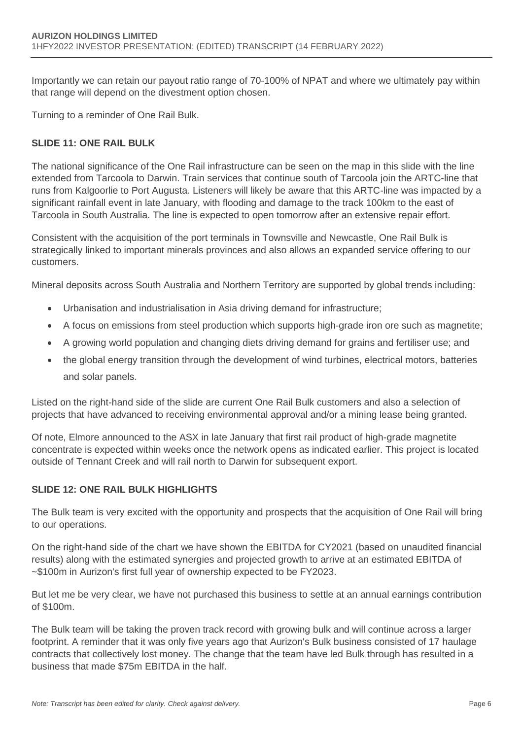Importantly we can retain our payout ratio range of 70-100% of NPAT and where we ultimately pay within that range will depend on the divestment option chosen.

Turning to a reminder of One Rail Bulk.

## SLIDE 11: ONE RAIL BULK

The national significance of the One Rail infrastructure can be seen on the map in this slide with the line extended from Tarcoola to Darwin. Train services that continue south of Tarcoola join the ARTC-line that runs from Kalgoorlie to Port Augusta. Listeners will likely be aware that this ARTC-line was impacted by a significant rainfall event in late January, with flooding and damage to the track 100km to the east of Tarcoola in South Australia. The line is expected to open tomorrow after an extensive repair effort.

Consistent with the acquisition of the port terminals in Townsville and Newcastle, One Rail Bulk is strategically linked to important minerals provinces and also allows an expanded service offering to our customers.

Mineral deposits across South Australia and Northern Territory are supported by global trends including:

- Urbanisation and industrialisation in Asia driving demand for infrastructure;
- A focus on emissions from steel production which supports high-grade iron ore such as magnetite;
- A growing world population and changing diets driving demand for grains and fertiliser use; and
- the global energy transition through the development of wind turbines, electrical motors, batteries and solar panels.

Listed on the right-hand side of the slide are current One Rail Bulk customers and also a selection of projects that have advanced to receiving environmental approval and/or a mining lease being granted.

Of note, Elmore announced to the ASX in late January that first rail product of high-grade magnetite concentrate is expected within weeks once the network opens as indicated earlier. This project is located outside of Tennant Creek and will rail north to Darwin for subsequent export.

## SLIDE 12: ONE RAIL BULK HIGHLIGHTS

The Bulk team is very excited with the opportunity and prospects that the acquisition of One Rail will bring to our operations.

On the right-hand side of the chart we have shown the EBITDA for CY2021 (based on unaudited financial results) along with the estimated synergies and projected growth to arrive at an estimated EBITDA of ~$100m in Aurizon's first full year of ownership expected to be FY2023.

But let me be very clear, we have not purchased this business to settle at an annual earnings contribution of $100m.

The Bulk team will be taking the proven track record with growing bulk and will continue across a larger footprint. A reminder that it was only five years ago that Aurizon's Bulk business consisted of 17 haulage contracts that collectively lost money. The change that the team have led Bulk through has resulted in a business that made $75m EBITDA in the half.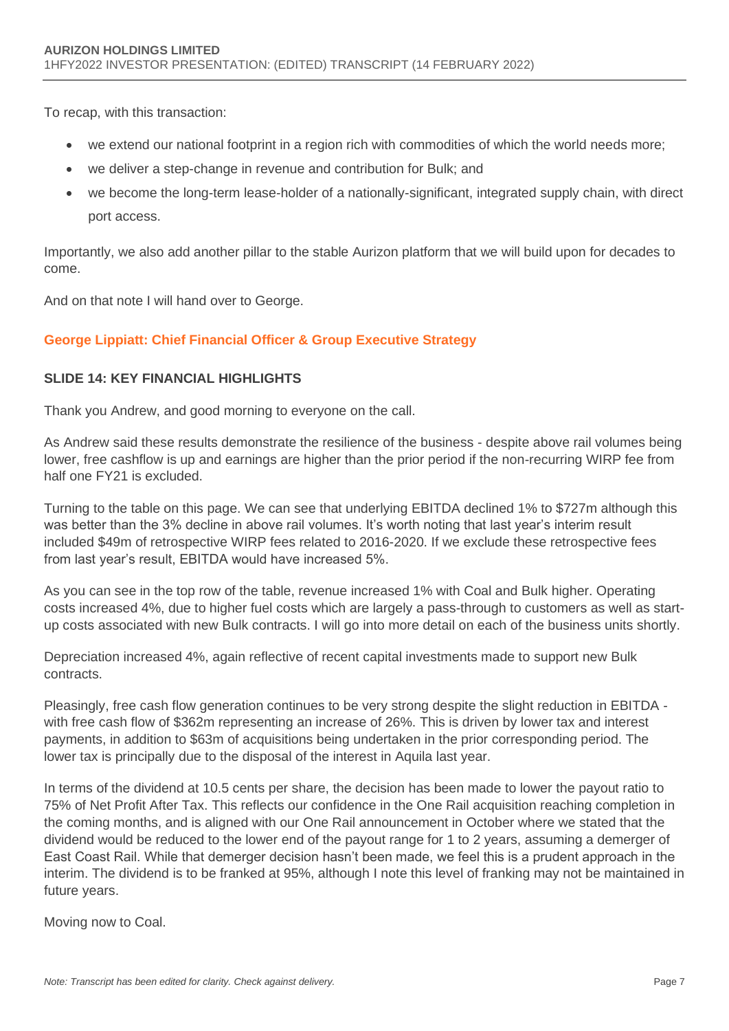To recap, with this transaction:

- we extend our national footprint in a region rich with commodities of which the world needs more;
- we deliver a step-change in revenue and contribution for Bulk; and
- we become the long-term lease-holder of a nationally-significant, integrated supply chain, with direct port access.

Importantly, we also add another pillar to the stable Aurizon platform that we will build upon for decades to come.

And on that note I will hand over to George.

## George Lippiatt: Chief Financial Officer & Group Executive Strategy

### SLIDE 14: KEY FINANCIAL HIGHLIGHTS

Thank you Andrew, and good morning to everyone on the call.

As Andrew said these results demonstrate the resilience of the business - despite above rail volumes being lower, free cashflow is up and earnings are higher than the prior period if the non-recurring WIRP fee from half one FY21 is excluded.

Turning to the table on this page. We can see that underlying EBITDA declined 1% to $727m although this was better than the 3% decline in above rail volumes. It's worth noting that last year's interim result included $49m of retrospective WIRP fees related to 2016-2020. If we exclude these retrospective fees from last year's result, EBITDA would have increased 5%.

As you can see in the top row of the table, revenue increased 1% with Coal and Bulk higher. Operating costs increased 4%, due to higher fuel costs which are largely a pass-through to customers as well as start-up costs associated with new Bulk contracts. I will go into more detail on each of the business units shortly.

Depreciation increased 4%, again reflective of recent capital investments made to support new Bulk contracts.

Pleasingly, free cash flow generation continues to be very strong despite the slight reduction in EBITDA - with free cash flow of $362m representing an increase of 26%. This is driven by lower tax and interest payments, in addition to $63m of acquisitions being undertaken in the prior corresponding period. The lower tax is principally due to the disposal of the interest in Aquila last year.

In terms of the dividend at 10.5 cents per share, the decision has been made to lower the payout ratio to 75% of Net Profit After Tax. This reflects our confidence in the One Rail acquisition reaching completion in the coming months, and is aligned with our One Rail announcement in October where we stated that the dividend would be reduced to the lower end of the payout range for 1 to 2 years, assuming a demerger of East Coast Rail. While that demerger decision hasn't been made, we feel this is a prudent approach in the interim. The dividend is to be franked at 95%, although I note this level of franking may not be maintained in future years.

Moving now to Coal.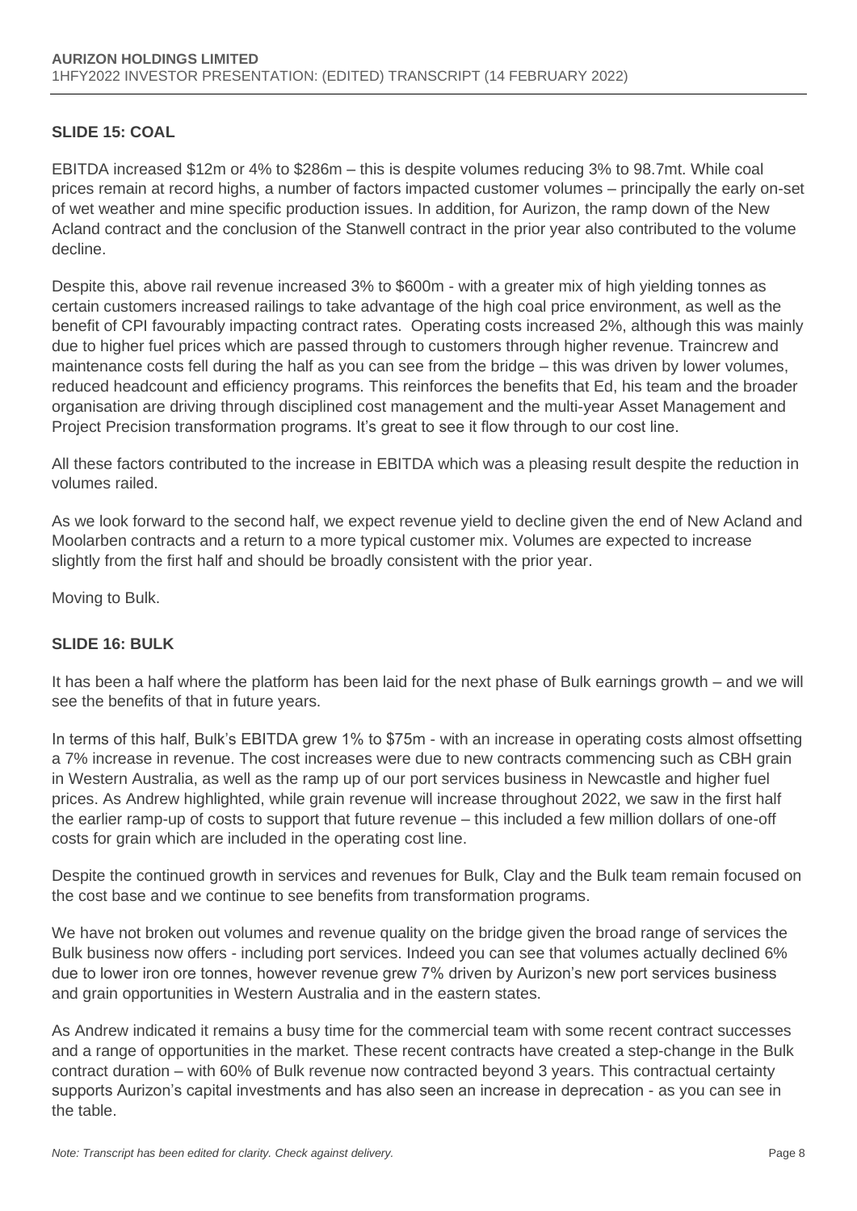## SLIDE 15: COAL

EBITDA increased $12m or 4% to $286m – this is despite volumes reducing 3% to 98.7mt. While coal prices remain at record highs, a number of factors impacted customer volumes – principally the early on-set of wet weather and mine specific production issues. In addition, for Aurizon, the ramp down of the New Acland contract and the conclusion of the Stanwell contract in the prior year also contributed to the volume decline.

Despite this, above rail revenue increased 3% to $600m - with a greater mix of high yielding tonnes as certain customers increased railings to take advantage of the high coal price environment, as well as the benefit of CPI favourably impacting contract rates. Operating costs increased 2%, although this was mainly due to higher fuel prices which are passed through to customers through higher revenue. Traincrew and maintenance costs fell during the half as you can see from the bridge – this was driven by lower volumes, reduced headcount and efficiency programs. This reinforces the benefits that Ed, his team and the broader organisation are driving through disciplined cost management and the multi-year Asset Management and Project Precision transformation programs. It's great to see it flow through to our cost line.

All these factors contributed to the increase in EBITDA which was a pleasing result despite the reduction in volumes railed.

As we look forward to the second half, we expect revenue yield to decline given the end of New Acland and Moolarben contracts and a return to a more typical customer mix. Volumes are expected to increase slightly from the first half and should be broadly consistent with the prior year.

Moving to Bulk.

## SLIDE 16: BULK

It has been a half where the platform has been laid for the next phase of Bulk earnings growth – and we will see the benefits of that in future years.

In terms of this half, Bulk's EBITDA grew 1% to $75m - with an increase in operating costs almost offsetting a 7% increase in revenue. The cost increases were due to new contracts commencing such as CBH grain in Western Australia, as well as the ramp up of our port services business in Newcastle and higher fuel prices. As Andrew highlighted, while grain revenue will increase throughout 2022, we saw in the first half the earlier ramp-up of costs to support that future revenue – this included a few million dollars of one-off costs for grain which are included in the operating cost line.

Despite the continued growth in services and revenues for Bulk, Clay and the Bulk team remain focused on the cost base and we continue to see benefits from transformation programs.

We have not broken out volumes and revenue quality on the bridge given the broad range of services the Bulk business now offers - including port services. Indeed you can see that volumes actually declined 6% due to lower iron ore tonnes, however revenue grew 7% driven by Aurizon's new port services business and grain opportunities in Western Australia and in the eastern states.

As Andrew indicated it remains a busy time for the commercial team with some recent contract successes and a range of opportunities in the market. These recent contracts have created a step-change in the Bulk contract duration – with 60% of Bulk revenue now contracted beyond 3 years. This contractual certainty supports Aurizon's capital investments and has also seen an increase in deprecation - as you can see in the table.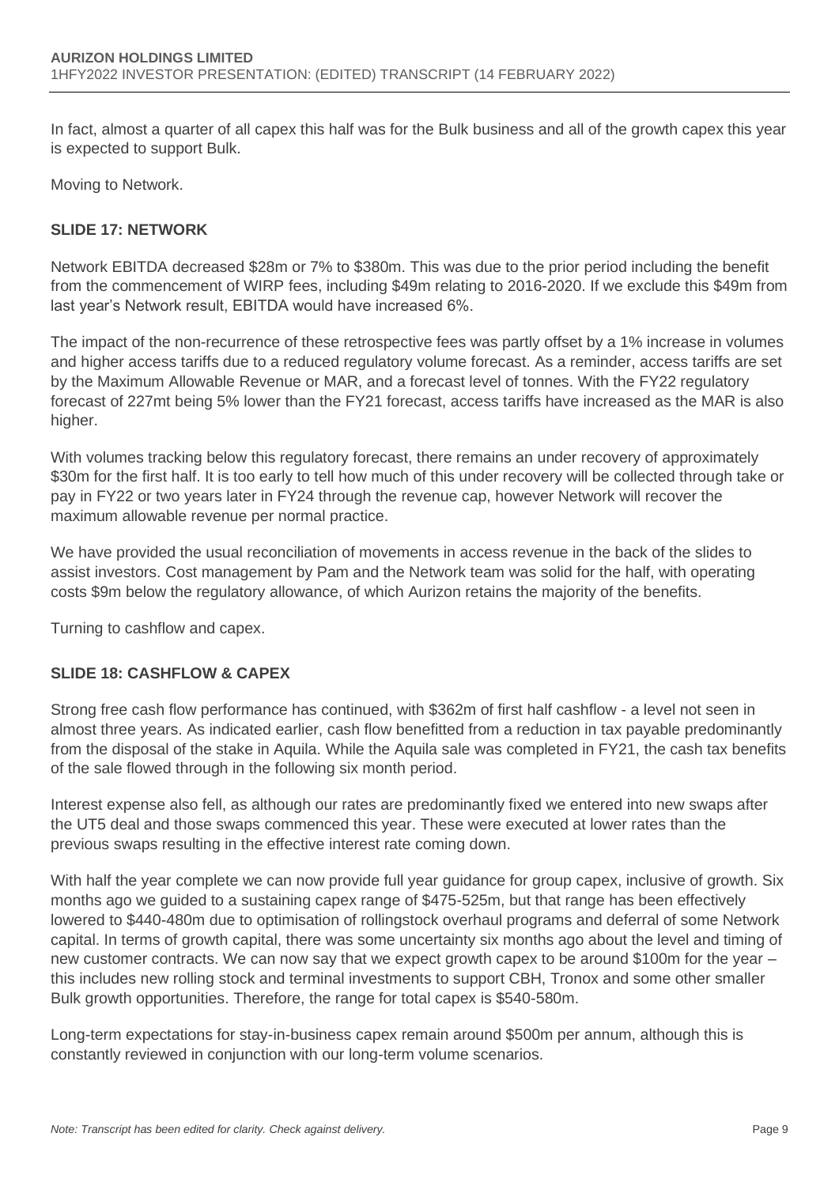In fact, almost a quarter of all capex this half was for the Bulk business and all of the growth capex this year is expected to support Bulk.

Moving to Network.

### SLIDE 17: NETWORK

Network EBITDA decreased $28m or 7% to $380m. This was due to the prior period including the benefit from the commencement of WIRP fees, including $49m relating to 2016-2020. If we exclude this $49m from last year's Network result, EBITDA would have increased 6%.

The impact of the non-recurrence of these retrospective fees was partly offset by a 1% increase in volumes and higher access tariffs due to a reduced regulatory volume forecast. As a reminder, access tariffs are set by the Maximum Allowable Revenue or MAR, and a forecast level of tonnes. With the FY22 regulatory forecast of 227mt being 5% lower than the FY21 forecast, access tariffs have increased as the MAR is also higher.

With volumes tracking below this regulatory forecast, there remains an under recovery of approximately $30m for the first half. It is too early to tell how much of this under recovery will be collected through take or pay in FY22 or two years later in FY24 through the revenue cap, however Network will recover the maximum allowable revenue per normal practice.

We have provided the usual reconciliation of movements in access revenue in the back of the slides to assist investors. Cost management by Pam and the Network team was solid for the half, with operating costs $9m below the regulatory allowance, of which Aurizon retains the majority of the benefits.

Turning to cashflow and capex.

### SLIDE 18: CASHFLOW & CAPEX

Strong free cash flow performance has continued, with $362m of first half cashflow - a level not seen in almost three years. As indicated earlier, cash flow benefitted from a reduction in tax payable predominantly from the disposal of the stake in Aquila. While the Aquila sale was completed in FY21, the cash tax benefits of the sale flowed through in the following six month period.

Interest expense also fell, as although our rates are predominantly fixed we entered into new swaps after the UT5 deal and those swaps commenced this year. These were executed at lower rates than the previous swaps resulting in the effective interest rate coming down.

With half the year complete we can now provide full year guidance for group capex, inclusive of growth. Six months ago we guided to a sustaining capex range of $475-525m, but that range has been effectively lowered to $440-480m due to optimisation of rollingstock overhaul programs and deferral of some Network capital. In terms of growth capital, there was some uncertainty six months ago about the level and timing of new customer contracts. We can now say that we expect growth capex to be around $100m for the year – this includes new rolling stock and terminal investments to support CBH, Tronox and some other smaller Bulk growth opportunities. Therefore, the range for total capex is $540-580m.

Long-term expectations for stay-in-business capex remain around $500m per annum, although this is constantly reviewed in conjunction with our long-term volume scenarios.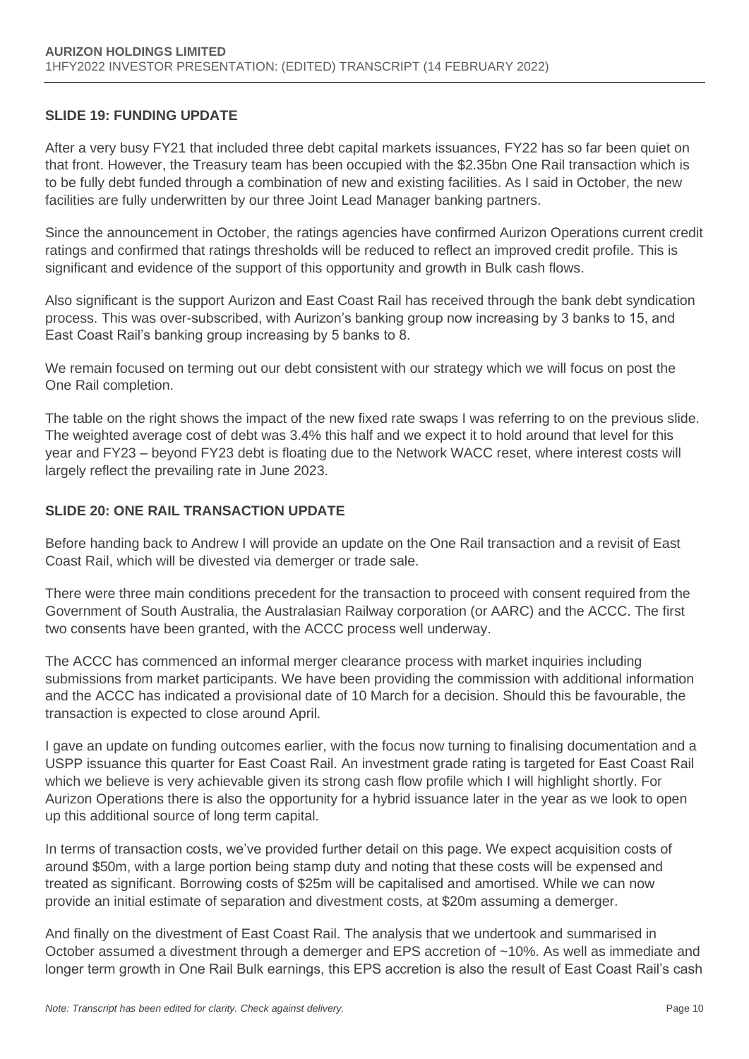### SLIDE 19: FUNDING UPDATE

After a very busy FY21 that included three debt capital markets issuances, FY22 has so far been quiet on that front. However, the Treasury team has been occupied with the $2.35bn One Rail transaction which is to be fully debt funded through a combination of new and existing facilities. As I said in October, the new facilities are fully underwritten by our three Joint Lead Manager banking partners.

Since the announcement in October, the ratings agencies have confirmed Aurizon Operations current credit ratings and confirmed that ratings thresholds will be reduced to reflect an improved credit profile. This is significant and evidence of the support of this opportunity and growth in Bulk cash flows.

Also significant is the support Aurizon and East Coast Rail has received through the bank debt syndication process. This was over-subscribed, with Aurizon's banking group now increasing by 3 banks to 15, and East Coast Rail's banking group increasing by 5 banks to 8.

We remain focused on terming out our debt consistent with our strategy which we will focus on post the One Rail completion.

The table on the right shows the impact of the new fixed rate swaps I was referring to on the previous slide. The weighted average cost of debt was 3.4% this half and we expect it to hold around that level for this year and FY23 – beyond FY23 debt is floating due to the Network WACC reset, where interest costs will largely reflect the prevailing rate in June 2023.

### SLIDE 20: ONE RAIL TRANSACTION UPDATE

Before handing back to Andrew I will provide an update on the One Rail transaction and a revisit of East Coast Rail, which will be divested via demerger or trade sale.

There were three main conditions precedent for the transaction to proceed with consent required from the Government of South Australia, the Australasian Railway corporation (or AARC) and the ACCC. The first two consents have been granted, with the ACCC process well underway.

The ACCC has commenced an informal merger clearance process with market inquiries including submissions from market participants. We have been providing the commission with additional information and the ACCC has indicated a provisional date of 10 March for a decision. Should this be favourable, the transaction is expected to close around April.

I gave an update on funding outcomes earlier, with the focus now turning to finalising documentation and a USPP issuance this quarter for East Coast Rail. An investment grade rating is targeted for East Coast Rail which we believe is very achievable given its strong cash flow profile which I will highlight shortly. For Aurizon Operations there is also the opportunity for a hybrid issuance later in the year as we look to open up this additional source of long term capital.

In terms of transaction costs, we've provided further detail on this page. We expect acquisition costs of around $50m, with a large portion being stamp duty and noting that these costs will be expensed and treated as significant. Borrowing costs of $25m will be capitalised and amortised. While we can now provide an initial estimate of separation and divestment costs, at $20m assuming a demerger.

And finally on the divestment of East Coast Rail. The analysis that we undertook and summarised in October assumed a divestment through a demerger and EPS accretion of ~10%. As well as immediate and longer term growth in One Rail Bulk earnings, this EPS accretion is also the result of East Coast Rail's cash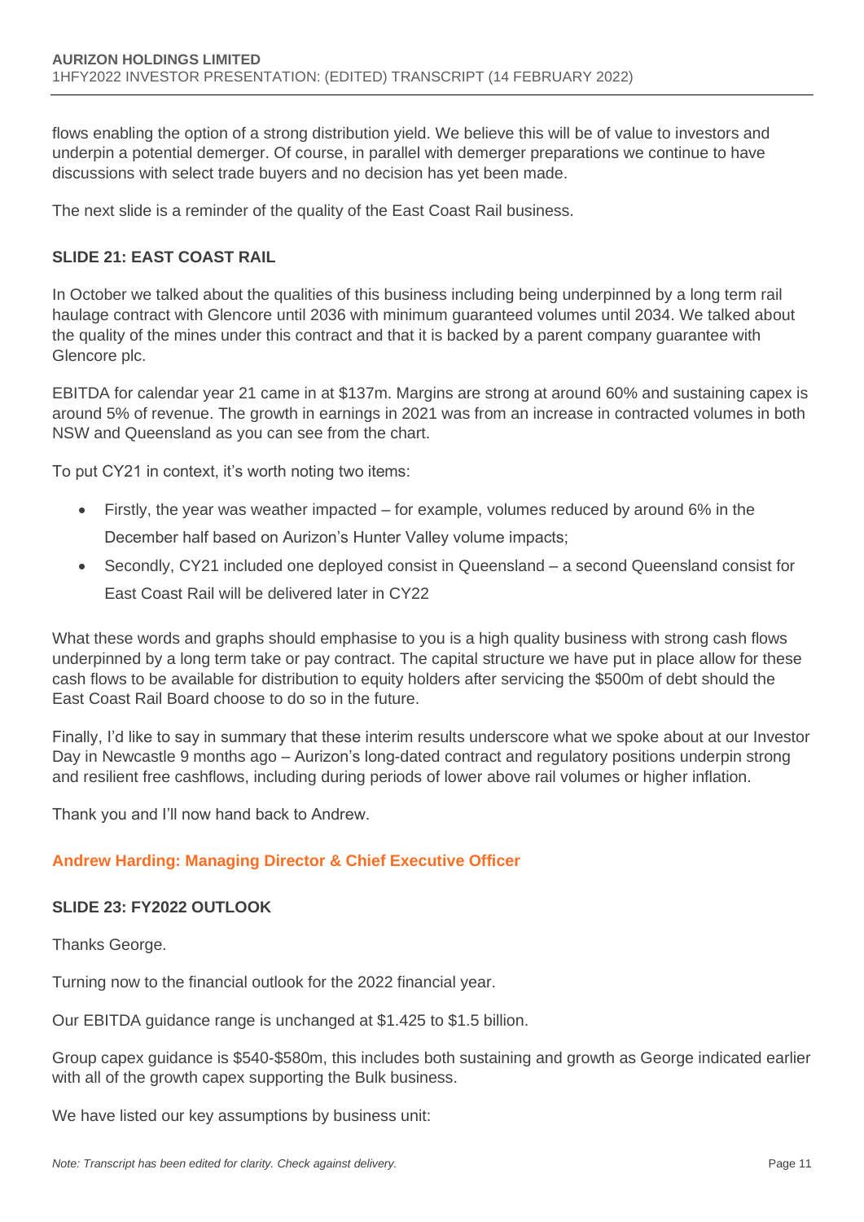flows enabling the option of a strong distribution yield. We believe this will be of value to investors and underpin a potential demerger. Of course, in parallel with demerger preparations we continue to have discussions with select trade buyers and no decision has yet been made.

The next slide is a reminder of the quality of the East Coast Rail business.

### SLIDE 21: EAST COAST RAIL

In October we talked about the qualities of this business including being underpinned by a long term rail haulage contract with Glencore until 2036 with minimum guaranteed volumes until 2034. We talked about the quality of the mines under this contract and that it is backed by a parent company guarantee with Glencore plc.

EBITDA for calendar year 21 came in at $137m. Margins are strong at around 60% and sustaining capex is around 5% of revenue. The growth in earnings in 2021 was from an increase in contracted volumes in both NSW and Queensland as you can see from the chart.

To put CY21 in context, it's worth noting two items:

- Firstly, the year was weather impacted – for example, volumes reduced by around 6% in the December half based on Aurizon's Hunter Valley volume impacts;
- Secondly, CY21 included one deployed consist in Queensland – a second Queensland consist for East Coast Rail will be delivered later in CY22

What these words and graphs should emphasise to you is a high quality business with strong cash flows underpinned by a long term take or pay contract. The capital structure we have put in place allow for these cash flows to be available for distribution to equity holders after servicing the $500m of debt should the East Coast Rail Board choose to do so in the future.

Finally, I'd like to say in summary that these interim results underscore what we spoke about at our Investor Day in Newcastle 9 months ago – Aurizon's long-dated contract and regulatory positions underpin strong and resilient free cashflows, including during periods of lower above rail volumes or higher inflation.

Thank you and I'll now hand back to Andrew.

**Andrew Harding: Managing Director & Chief Executive Officer**

### SLIDE 23: FY2022 OUTLOOK

Thanks George.

Turning now to the financial outlook for the 2022 financial year.

Our EBITDA guidance range is unchanged at $1.425 to $1.5 billion.

Group capex guidance is $540-$580m, this includes both sustaining and growth as George indicated earlier with all of the growth capex supporting the Bulk business.

We have listed our key assumptions by business unit: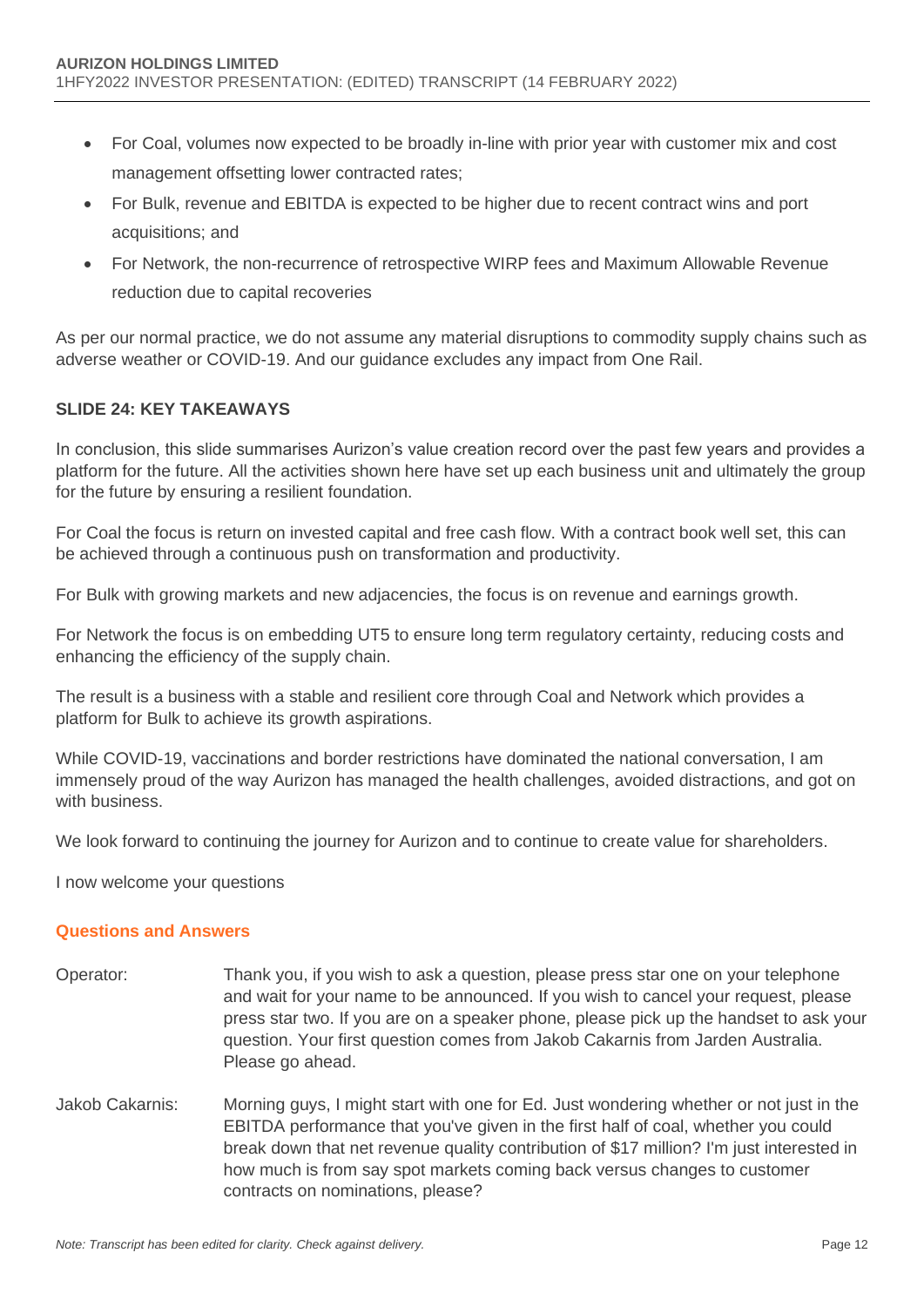- For Coal, volumes now expected to be broadly in-line with prior year with customer mix and cost management offsetting lower contracted rates;
- For Bulk, revenue and EBITDA is expected to be higher due to recent contract wins and port acquisitions; and
- For Network, the non-recurrence of retrospective WIRP fees and Maximum Allowable Revenue reduction due to capital recoveries

As per our normal practice, we do not assume any material disruptions to commodity supply chains such as adverse weather or COVID-19. And our guidance excludes any impact from One Rail.

### SLIDE 24: KEY TAKEAWAYS

In conclusion, this slide summarises Aurizon's value creation record over the past few years and provides a platform for the future. All the activities shown here have set up each business unit and ultimately the group for the future by ensuring a resilient foundation.

For Coal the focus is return on invested capital and free cash flow. With a contract book well set, this can be achieved through a continuous push on transformation and productivity.

For Bulk with growing markets and new adjacencies, the focus is on revenue and earnings growth.

For Network the focus is on embedding UT5 to ensure long term regulatory certainty, reducing costs and enhancing the efficiency of the supply chain.

The result is a business with a stable and resilient core through Coal and Network which provides a platform for Bulk to achieve its growth aspirations.

While COVID-19, vaccinations and border restrictions have dominated the national conversation, I am immensely proud of the way Aurizon has managed the health challenges, avoided distractions, and got on with business.

We look forward to continuing the journey for Aurizon and to continue to create value for shareholders.

I now welcome your questions

## Questions and Answers

Operator: Thank you, if you wish to ask a question, please press star one on your telephone and wait for your name to be announced. If you wish to cancel your request, please press star two. If you are on a speaker phone, please pick up the handset to ask your question. Your first question comes from Jakob Cakarnis from Jarden Australia. Please go ahead.

Jakob Cakarnis: Morning guys, I might start with one for Ed. Just wondering whether or not just in the EBITDA performance that you've given in the first half of coal, whether you could break down that net revenue quality contribution of $17 million? I'm just interested in how much is from say spot markets coming back versus changes to customer contracts on nominations, please?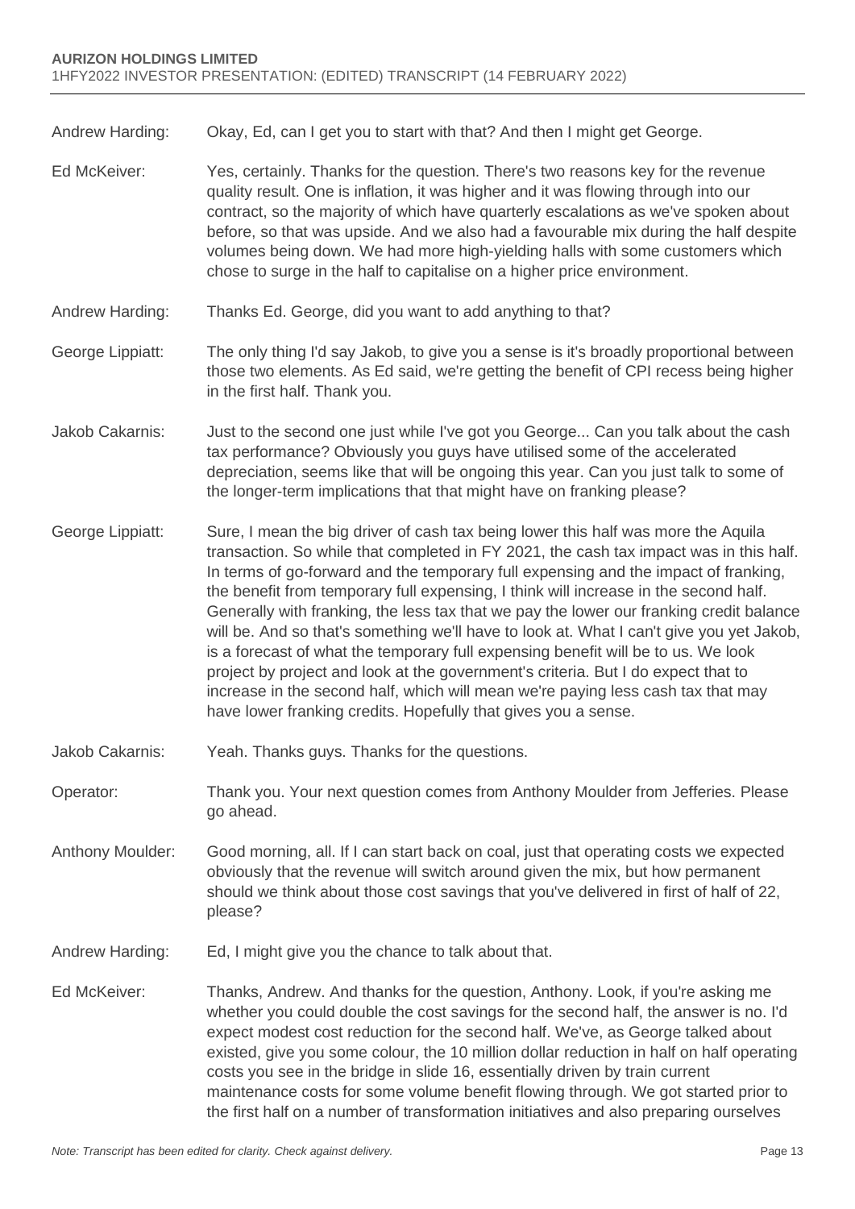Andrew Harding: Okay, Ed, can I get you to start with that? And then I might get George.

Ed McKeiver: Yes, certainly. Thanks for the question. There's two reasons key for the revenue quality result. One is inflation, it was higher and it was flowing through into our contract, so the majority of which have quarterly escalations as we've spoken about before, so that was upside. And we also had a favourable mix during the half despite volumes being down. We had more high-yielding halls with some customers which chose to surge in the half to capitalise on a higher price environment.

Andrew Harding: Thanks Ed. George, did you want to add anything to that?

George Lippiatt: The only thing I'd say Jakob, to give you a sense is it's broadly proportional between those two elements. As Ed said, we're getting the benefit of CPI recess being higher in the first half. Thank you.

Jakob Cakarnis: Just to the second one just while I've got you George... Can you talk about the cash tax performance? Obviously you guys have utilised some of the accelerated depreciation, seems like that will be ongoing this year. Can you just talk to some of the longer-term implications that that might have on franking please?

George Lippiatt: Sure, I mean the big driver of cash tax being lower this half was more the Aquila transaction. So while that completed in FY 2021, the cash tax impact was in this half. In terms of go-forward and the temporary full expensing and the impact of franking, the benefit from temporary full expensing, I think will increase in the second half. Generally with franking, the less tax that we pay the lower our franking credit balance will be. And so that's something we'll have to look at. What I can't give you yet Jakob, is a forecast of what the temporary full expensing benefit will be to us. We look project by project and look at the government's criteria. But I do expect that to increase in the second half, which will mean we're paying less cash tax that may have lower franking credits. Hopefully that gives you a sense.

Jakob Cakarnis: Yeah. Thanks guys. Thanks for the questions.

Operator: Thank you. Your next question comes from Anthony Moulder from Jefferies. Please go ahead.

Anthony Moulder: Good morning, all. If I can start back on coal, just that operating costs we expected obviously that the revenue will switch around given the mix, but how permanent should we think about those cost savings that you've delivered in first of half of 22, please?

Andrew Harding: Ed, I might give you the chance to talk about that.

Ed McKeiver: Thanks, Andrew. And thanks for the question, Anthony. Look, if you're asking me whether you could double the cost savings for the second half, the answer is no. I'd expect modest cost reduction for the second half. We've, as George talked about existed, give you some colour, the 10 million dollar reduction in half on half operating costs you see in the bridge in slide 16, essentially driven by train current maintenance costs for some volume benefit flowing through. We got started prior to the first half on a number of transformation initiatives and also preparing ourselves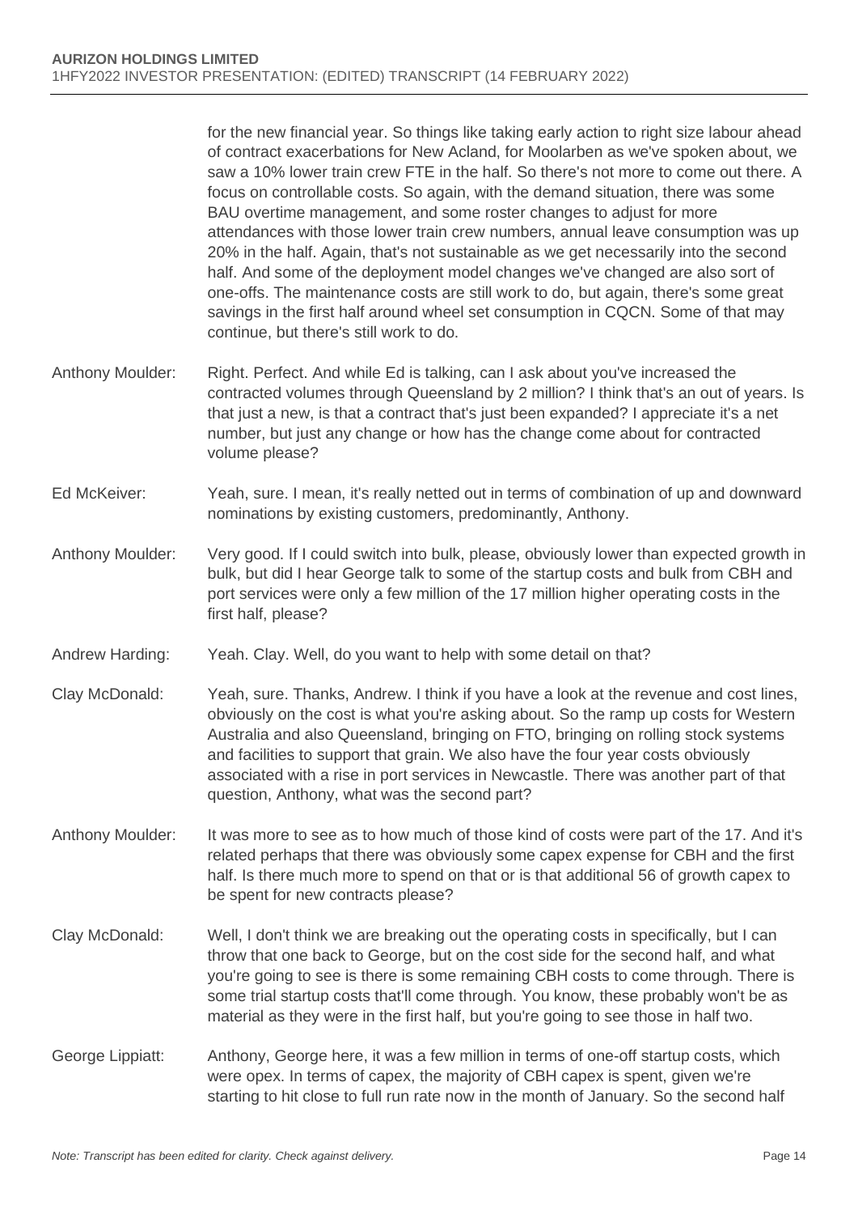for the new financial year. So things like taking early action to right size labour ahead of contract exacerbations for New Acland, for Moolarben as we've spoken about, we saw a 10% lower train crew FTE in the half. So there's not more to come out there. A focus on controllable costs. So again, with the demand situation, there was some BAU overtime management, and some roster changes to adjust for more attendances with those lower train crew numbers, annual leave consumption was up 20% in the half. Again, that's not sustainable as we get necessarily into the second half. And some of the deployment model changes we've changed are also sort of one-offs. The maintenance costs are still work to do, but again, there's some great savings in the first half around wheel set consumption in CQCN. Some of that may continue, but there's still work to do.

Anthony Moulder: Right. Perfect. And while Ed is talking, can I ask about you've increased the contracted volumes through Queensland by 2 million? I think that's an out of years. Is that just a new, is that a contract that's just been expanded? I appreciate it's a net number, but just any change or how has the change come about for contracted volume please?

Ed McKeiver: Yeah, sure. I mean, it's really netted out in terms of combination of up and downward nominations by existing customers, predominantly, Anthony.

Anthony Moulder: Very good. If I could switch into bulk, please, obviously lower than expected growth in bulk, but did I hear George talk to some of the startup costs and bulk from CBH and port services were only a few million of the 17 million higher operating costs in the first half, please?

Andrew Harding: Yeah. Clay. Well, do you want to help with some detail on that?

Clay McDonald: Yeah, sure. Thanks, Andrew. I think if you have a look at the revenue and cost lines, obviously on the cost is what you're asking about. So the ramp up costs for Western Australia and also Queensland, bringing on FTO, bringing on rolling stock systems and facilities to support that grain. We also have the four year costs obviously associated with a rise in port services in Newcastle. There was another part of that question, Anthony, what was the second part?

Anthony Moulder: It was more to see as to how much of those kind of costs were part of the 17. And it's related perhaps that there was obviously some capex expense for CBH and the first half. Is there much more to spend on that or is that additional 56 of growth capex to be spent for new contracts please?

Clay McDonald: Well, I don't think we are breaking out the operating costs in specifically, but I can throw that one back to George, but on the cost side for the second half, and what you're going to see is there is some remaining CBH costs to come through. There is some trial startup costs that'll come through. You know, these probably won't be as material as they were in the first half, but you're going to see those in half two.

George Lippiatt: Anthony, George here, it was a few million in terms of one-off startup costs, which were opex. In terms of capex, the majority of CBH capex is spent, given we're starting to hit close to full run rate now in the month of January. So the second half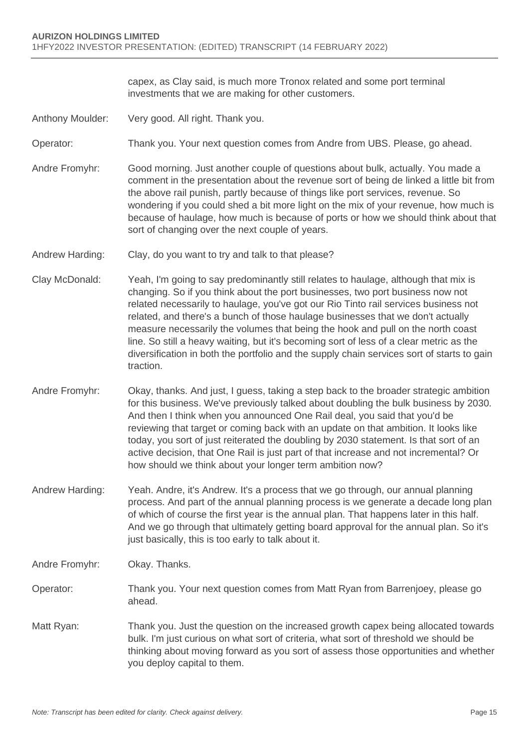capex, as Clay said, is much more Tronox related and some port terminal investments that we are making for other customers.

Anthony Moulder: Very good. All right. Thank you.

Operator: Thank you. Your next question comes from Andre from UBS. Please, go ahead.

Andre Fromyhr: Good morning. Just another couple of questions about bulk, actually. You made a comment in the presentation about the revenue sort of being de linked a little bit from the above rail punish, partly because of things like port services, revenue. So wondering if you could shed a bit more light on the mix of your revenue, how much is because of haulage, how much is because of ports or how we should think about that sort of changing over the next couple of years.

Andrew Harding: Clay, do you want to try and talk to that please?

Clay McDonald: Yeah, I'm going to say predominantly still relates to haulage, although that mix is changing. So if you think about the port businesses, two port business now not related necessarily to haulage, you've got our Rio Tinto rail services business not related, and there's a bunch of those haulage businesses that we don't actually measure necessarily the volumes that being the hook and pull on the north coast line. So still a heavy waiting, but it's becoming sort of less of a clear metric as the diversification in both the portfolio and the supply chain services sort of starts to gain traction.

Andre Fromyhr: Okay, thanks. And just, I guess, taking a step back to the broader strategic ambition for this business. We've previously talked about doubling the bulk business by 2030. And then I think when you announced One Rail deal, you said that you'd be reviewing that target or coming back with an update on that ambition. It looks like today, you sort of just reiterated the doubling by 2030 statement. Is that sort of an active decision, that One Rail is just part of that increase and not incremental? Or how should we think about your longer term ambition now?

Andrew Harding: Yeah. Andre, it's Andrew. It's a process that we go through, our annual planning process. And part of the annual planning process is we generate a decade long plan of which of course the first year is the annual plan. That happens later in this half. And we go through that ultimately getting board approval for the annual plan. So it's just basically, this is too early to talk about it.

Andre Fromyhr: Okay. Thanks.

Operator: Thank you. Your next question comes from Matt Ryan from Barrenjoey, please go ahead.

Matt Ryan: Thank you. Just the question on the increased growth capex being allocated towards bulk. I'm just curious on what sort of criteria, what sort of threshold we should be thinking about moving forward as you sort of assess those opportunities and whether you deploy capital to them.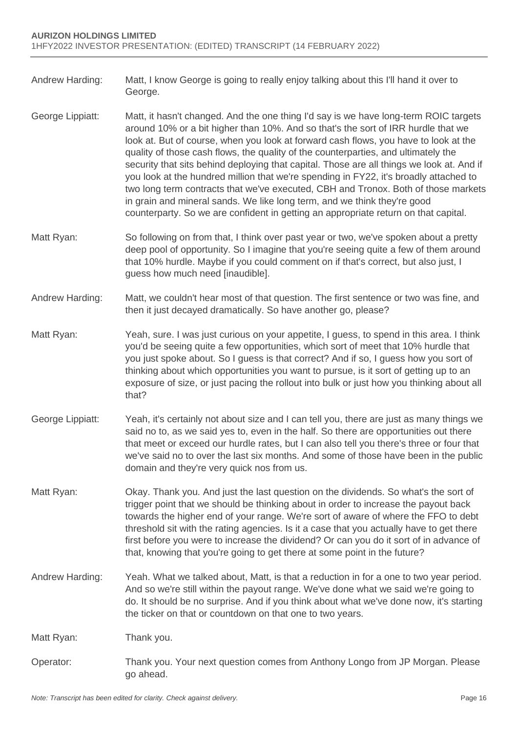Andrew Harding: Matt, I know George is going to really enjoy talking about this I'll hand it over to George.

George Lippiatt: Matt, it hasn't changed. And the one thing I'd say is we have long-term ROIC targets around 10% or a bit higher than 10%. And so that's the sort of IRR hurdle that we look at. But of course, when you look at forward cash flows, you have to look at the quality of those cash flows, the quality of the counterparties, and ultimately the security that sits behind deploying that capital. Those are all things we look at. And if you look at the hundred million that we're spending in FY22, it's broadly attached to two long term contracts that we've executed, CBH and Tronox. Both of those markets in grain and mineral sands. We like long term, and we think they're good counterparty. So we are confident in getting an appropriate return on that capital.

Matt Ryan: So following on from that, I think over past year or two, we've spoken about a pretty deep pool of opportunity. So I imagine that you're seeing quite a few of them around that 10% hurdle. Maybe if you could comment on if that's correct, but also just, I guess how much need [inaudible].

Andrew Harding: Matt, we couldn't hear most of that question. The first sentence or two was fine, and then it just decayed dramatically. So have another go, please?

Matt Ryan: Yeah, sure. I was just curious on your appetite, I guess, to spend in this area. I think you'd be seeing quite a few opportunities, which sort of meet that 10% hurdle that you just spoke about. So I guess is that correct? And if so, I guess how you sort of thinking about which opportunities you want to pursue, is it sort of getting up to an exposure of size, or just pacing the rollout into bulk or just how you thinking about all that?

George Lippiatt: Yeah, it's certainly not about size and I can tell you, there are just as many things we said no to, as we said yes to, even in the half. So there are opportunities out there that meet or exceed our hurdle rates, but I can also tell you there's three or four that we've said no to over the last six months. And some of those have been in the public domain and they're very quick nos from us.

Matt Ryan: Okay. Thank you. And just the last question on the dividends. So what's the sort of trigger point that we should be thinking about in order to increase the payout back towards the higher end of your range. We're sort of aware of where the FFO to debt threshold sit with the rating agencies. Is it a case that you actually have to get there first before you were to increase the dividend? Or can you do it sort of in advance of that, knowing that you're going to get there at some point in the future?

Andrew Harding: Yeah. What we talked about, Matt, is that a reduction in for a one to two year period. And so we're still within the payout range. We've done what we said we're going to do. It should be no surprise. And if you think about what we've done now, it's starting the ticker on that or countdown on that one to two years.

Matt Ryan: Thank you.

Operator: Thank you. Your next question comes from Anthony Longo from JP Morgan. Please go ahead.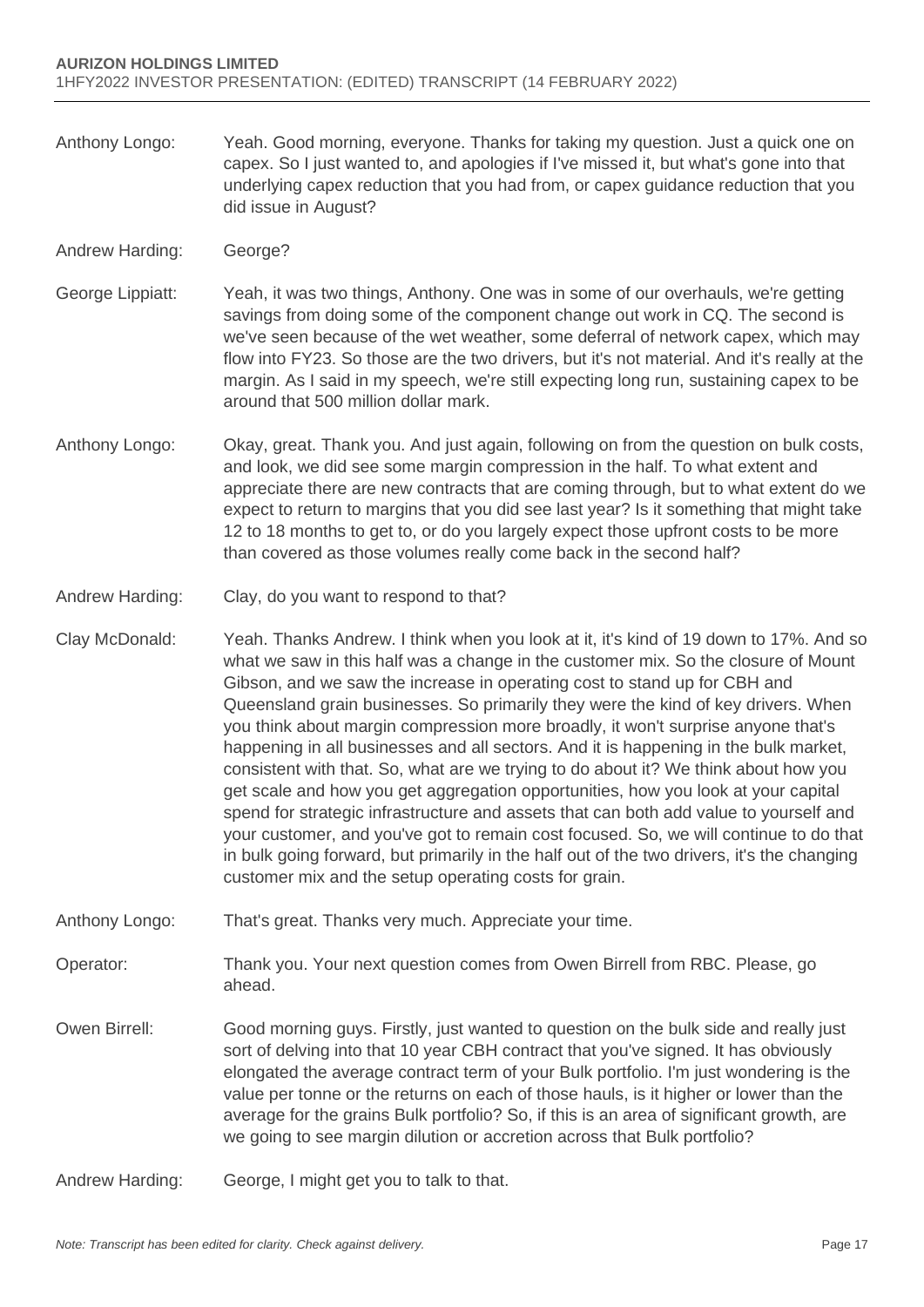Anthony Longo: Yeah. Good morning, everyone. Thanks for taking my question. Just a quick one on capex. So I just wanted to, and apologies if I've missed it, but what's gone into that underlying capex reduction that you had from, or capex guidance reduction that you did issue in August?

Andrew Harding: George?

George Lippiatt: Yeah, it was two things, Anthony. One was in some of our overhauls, we're getting savings from doing some of the component change out work in CQ. The second is we've seen because of the wet weather, some deferral of network capex, which may flow into FY23. So those are the two drivers, but it's not material. And it's really at the margin. As I said in my speech, we're still expecting long run, sustaining capex to be around that 500 million dollar mark.

Anthony Longo: Okay, great. Thank you. And just again, following on from the question on bulk costs, and look, we did see some margin compression in the half. To what extent and appreciate there are new contracts that are coming through, but to what extent do we expect to return to margins that you did see last year? Is it something that might take 12 to 18 months to get to, or do you largely expect those upfront costs to be more than covered as those volumes really come back in the second half?

Andrew Harding: Clay, do you want to respond to that?

Clay McDonald: Yeah. Thanks Andrew. I think when you look at it, it's kind of 19 down to 17%. And so what we saw in this half was a change in the customer mix. So the closure of Mount Gibson, and we saw the increase in operating cost to stand up for CBH and Queensland grain businesses. So primarily they were the kind of key drivers. When you think about margin compression more broadly, it won't surprise anyone that's happening in all businesses and all sectors. And it is happening in the bulk market, consistent with that. So, what are we trying to do about it? We think about how you get scale and how you get aggregation opportunities, how you look at your capital spend for strategic infrastructure and assets that can both add value to yourself and your customer, and you've got to remain cost focused. So, we will continue to do that in bulk going forward, but primarily in the half out of the two drivers, it's the changing customer mix and the setup operating costs for grain.

Anthony Longo: That's great. Thanks very much. Appreciate your time.

Operator: Thank you. Your next question comes from Owen Birrell from RBC. Please, go ahead.

Owen Birrell: Good morning guys. Firstly, just wanted to question on the bulk side and really just sort of delving into that 10 year CBH contract that you've signed. It has obviously elongated the average contract term of your Bulk portfolio. I'm just wondering is the value per tonne or the returns on each of those hauls, is it higher or lower than the average for the grains Bulk portfolio? So, if this is an area of significant growth, are we going to see margin dilution or accretion across that Bulk portfolio?

Andrew Harding: George, I might get you to talk to that.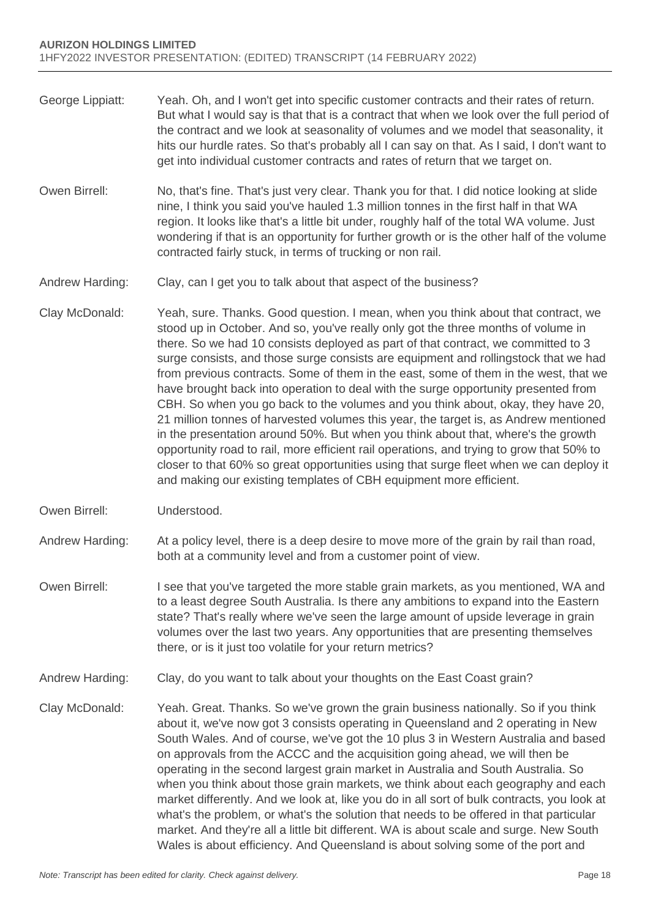George Lippiatt: Yeah. Oh, and I won't get into specific customer contracts and their rates of return. But what I would say is that that is a contract that when we look over the full period of the contract and we look at seasonality of volumes and we model that seasonality, it hits our hurdle rates. So that's probably all I can say on that. As I said, I don't want to get into individual customer contracts and rates of return that we target on.

Owen Birrell: No, that's fine. That's just very clear. Thank you for that. I did notice looking at slide nine, I think you said you've hauled 1.3 million tonnes in the first half in that WA region. It looks like that's a little bit under, roughly half of the total WA volume. Just wondering if that is an opportunity for further growth or is the other half of the volume contracted fairly stuck, in terms of trucking or non rail.

Andrew Harding: Clay, can I get you to talk about that aspect of the business?

Clay McDonald: Yeah, sure. Thanks. Good question. I mean, when you think about that contract, we stood up in October. And so, you've really only got the three months of volume in there. So we had 10 consists deployed as part of that contract, we committed to 3 surge consists, and those surge consists are equipment and rollingstock that we had from previous contracts. Some of them in the east, some of them in the west, that we have brought back into operation to deal with the surge opportunity presented from CBH. So when you go back to the volumes and you think about, okay, they have 20, 21 million tonnes of harvested volumes this year, the target is, as Andrew mentioned in the presentation around 50%. But when you think about that, where's the growth opportunity road to rail, more efficient rail operations, and trying to grow that 50% to closer to that 60% so great opportunities using that surge fleet when we can deploy it and making our existing templates of CBH equipment more efficient.

Owen Birrell: Understood.

Andrew Harding: At a policy level, there is a deep desire to move more of the grain by rail than road, both at a community level and from a customer point of view.

Owen Birrell: I see that you've targeted the more stable grain markets, as you mentioned, WA and to a least degree South Australia. Is there any ambitions to expand into the Eastern state? That's really where we've seen the large amount of upside leverage in grain volumes over the last two years. Any opportunities that are presenting themselves there, or is it just too volatile for your return metrics?

Andrew Harding: Clay, do you want to talk about your thoughts on the East Coast grain?

Clay McDonald: Yeah. Great. Thanks. So we've grown the grain business nationally. So if you think about it, we've now got 3 consists operating in Queensland and 2 operating in New South Wales. And of course, we've got the 10 plus 3 in Western Australia and based on approvals from the ACCC and the acquisition going ahead, we will then be operating in the second largest grain market in Australia and South Australia. So when you think about those grain markets, we think about each geography and each market differently. And we look at, like you do in all sort of bulk contracts, you look at what's the problem, or what's the solution that needs to be offered in that particular market. And they're all a little bit different. WA is about scale and surge. New South Wales is about efficiency. And Queensland is about solving some of the port and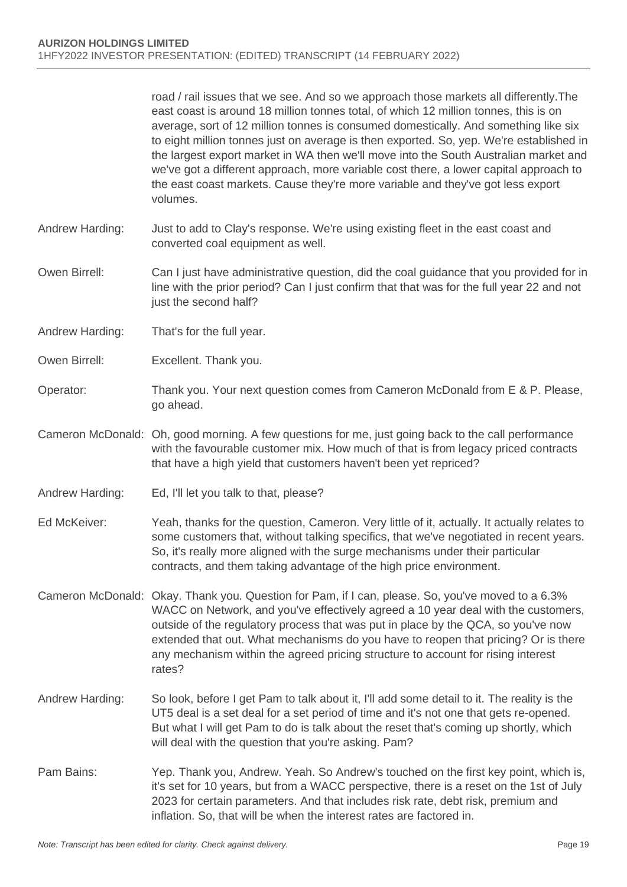road / rail issues that we see. And so we approach those markets all differently.The east coast is around 18 million tonnes total, of which 12 million tonnes, this is on average, sort of 12 million tonnes is consumed domestically. And something like six to eight million tonnes just on average is then exported. So, yep. We're established in the largest export market in WA then we'll move into the South Australian market and we've got a different approach, more variable cost there, a lower capital approach to the east coast markets. Cause they're more variable and they've got less export volumes.

Andrew Harding: Just to add to Clay's response. We're using existing fleet in the east coast and converted coal equipment as well.

Owen Birrell: Can I just have administrative question, did the coal guidance that you provided for in line with the prior period? Can I just confirm that that was for the full year 22 and not just the second half?

Andrew Harding: That's for the full year.

Owen Birrell: Excellent. Thank you.

Operator: Thank you. Your next question comes from Cameron McDonald from E & P. Please, go ahead.

Cameron McDonald: Oh, good morning. A few questions for me, just going back to the call performance with the favourable customer mix. How much of that is from legacy priced contracts that have a high yield that customers haven't been yet repriced?

Andrew Harding: Ed, I'll let you talk to that, please?

Ed McKeiver: Yeah, thanks for the question, Cameron. Very little of it, actually. It actually relates to some customers that, without talking specifics, that we've negotiated in recent years. So, it's really more aligned with the surge mechanisms under their particular contracts, and them taking advantage of the high price environment.

Cameron McDonald: Okay. Thank you. Question for Pam, if I can, please. So, you've moved to a 6.3% WACC on Network, and you've effectively agreed a 10 year deal with the customers, outside of the regulatory process that was put in place by the QCA, so you've now extended that out. What mechanisms do you have to reopen that pricing? Or is there any mechanism within the agreed pricing structure to account for rising interest rates?

Andrew Harding: So look, before I get Pam to talk about it, I'll add some detail to it. The reality is the UT5 deal is a set deal for a set period of time and it's not one that gets re-opened. But what I will get Pam to do is talk about the reset that's coming up shortly, which will deal with the question that you're asking. Pam?

Pam Bains: Yep. Thank you, Andrew. Yeah. So Andrew's touched on the first key point, which is, it's set for 10 years, but from a WACC perspective, there is a reset on the 1st of July 2023 for certain parameters. And that includes risk rate, debt risk, premium and inflation. So, that will be when the interest rates are factored in.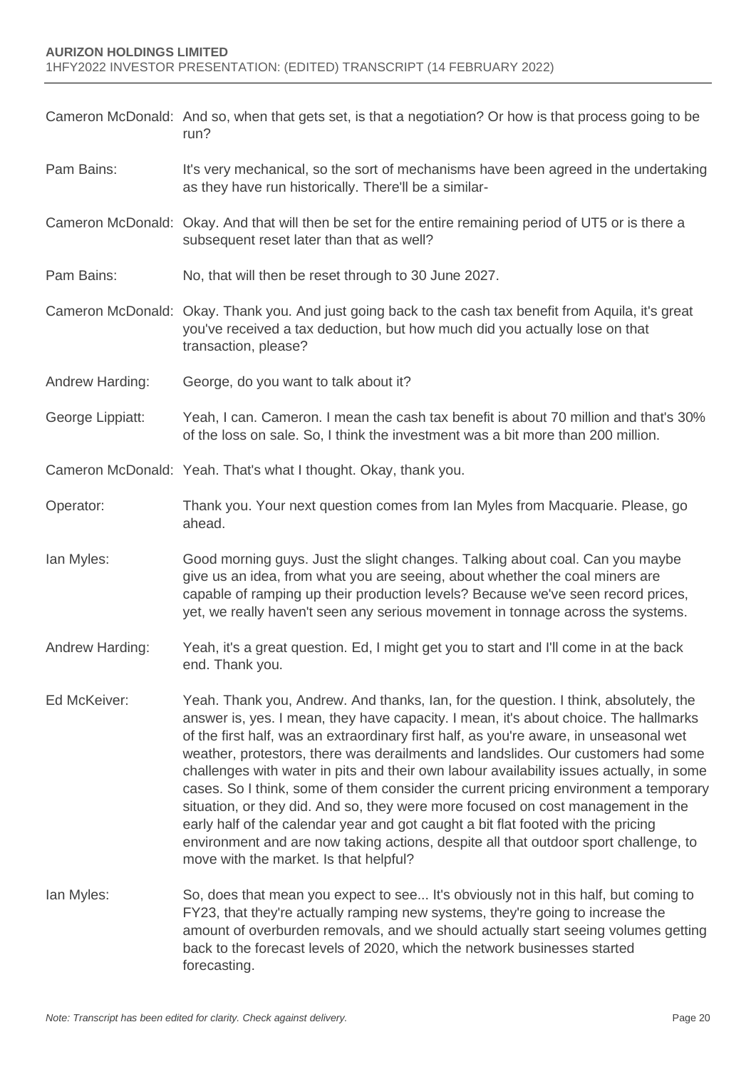Cameron McDonald: And so, when that gets set, is that a negotiation? Or how is that process going to be run?

Pam Bains: It's very mechanical, so the sort of mechanisms have been agreed in the undertaking as they have run historically. There'll be a similar-

Cameron McDonald: Okay. And that will then be set for the entire remaining period of UT5 or is there a subsequent reset later than that as well?

Pam Bains: No, that will then be reset through to 30 June 2027.

Cameron McDonald: Okay. Thank you. And just going back to the cash tax benefit from Aquila, it's great you've received a tax deduction, but how much did you actually lose on that transaction, please?

Andrew Harding: George, do you want to talk about it?

George Lippiatt: Yeah, I can. Cameron. I mean the cash tax benefit is about 70 million and that's 30% of the loss on sale. So, I think the investment was a bit more than 200 million.

Cameron McDonald: Yeah. That's what I thought. Okay, thank you.

Operator: Thank you. Your next question comes from Ian Myles from Macquarie. Please, go ahead.

Ian Myles: Good morning guys. Just the slight changes. Talking about coal. Can you maybe give us an idea, from what you are seeing, about whether the coal miners are capable of ramping up their production levels? Because we've seen record prices, yet, we really haven't seen any serious movement in tonnage across the systems.

Andrew Harding: Yeah, it's a great question. Ed, I might get you to start and I'll come in at the back end. Thank you.

Ed McKeiver: Yeah. Thank you, Andrew. And thanks, Ian, for the question. I think, absolutely, the answer is, yes. I mean, they have capacity. I mean, it's about choice. The hallmarks of the first half, was an extraordinary first half, as you're aware, in unseasonal wet weather, protestors, there was derailments and landslides. Our customers had some challenges with water in pits and their own labour availability issues actually, in some cases. So I think, some of them consider the current pricing environment a temporary situation, or they did. And so, they were more focused on cost management in the early half of the calendar year and got caught a bit flat footed with the pricing environment and are now taking actions, despite all that outdoor sport challenge, to move with the market. Is that helpful?

Ian Myles: So, does that mean you expect to see... It's obviously not in this half, but coming to FY23, that they're actually ramping new systems, they're going to increase the amount of overburden removals, and we should actually start seeing volumes getting back to the forecast levels of 2020, which the network businesses started forecasting.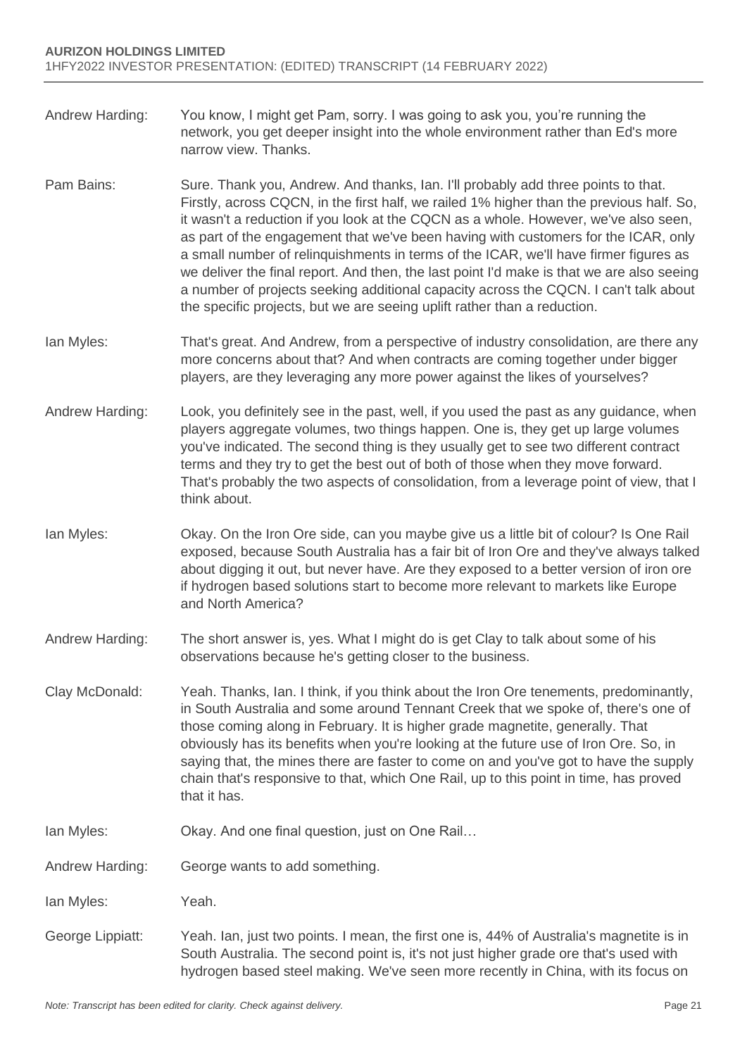Andrew Harding: You know, I might get Pam, sorry. I was going to ask you, you're running the network, you get deeper insight into the whole environment rather than Ed's more narrow view. Thanks.

Pam Bains: Sure. Thank you, Andrew. And thanks, Ian. I'll probably add three points to that. Firstly, across CQCN, in the first half, we railed 1% higher than the previous half. So, it wasn't a reduction if you look at the CQCN as a whole. However, we've also seen, as part of the engagement that we've been having with customers for the ICAR, only a small number of relinquishments in terms of the ICAR, we'll have firmer figures as we deliver the final report. And then, the last point I'd make is that we are also seeing a number of projects seeking additional capacity across the CQCN. I can't talk about the specific projects, but we are seeing uplift rather than a reduction.

Ian Myles: That's great. And Andrew, from a perspective of industry consolidation, are there any more concerns about that? And when contracts are coming together under bigger players, are they leveraging any more power against the likes of yourselves?

Andrew Harding: Look, you definitely see in the past, well, if you used the past as any guidance, when players aggregate volumes, two things happen. One is, they get up large volumes you've indicated. The second thing is they usually get to see two different contract terms and they try to get the best out of both of those when they move forward. That's probably the two aspects of consolidation, from a leverage point of view, that I think about.

Ian Myles: Okay. On the Iron Ore side, can you maybe give us a little bit of colour? Is One Rail exposed, because South Australia has a fair bit of Iron Ore and they've always talked about digging it out, but never have. Are they exposed to a better version of iron ore if hydrogen based solutions start to become more relevant to markets like Europe and North America?

Andrew Harding: The short answer is, yes. What I might do is get Clay to talk about some of his observations because he's getting closer to the business.

Clay McDonald: Yeah. Thanks, Ian. I think, if you think about the Iron Ore tenements, predominantly, in South Australia and some around Tennant Creek that we spoke of, there's one of those coming along in February. It is higher grade magnetite, generally. That obviously has its benefits when you're looking at the future use of Iron Ore. So, in saying that, the mines there are faster to come on and you've got to have the supply chain that's responsive to that, which One Rail, up to this point in time, has proved that it has.

Ian Myles: Okay. And one final question, just on One Rail…

Andrew Harding: George wants to add something.

Ian Myles: Yeah.

George Lippiatt: Yeah. Ian, just two points. I mean, the first one is, 44% of Australia's magnetite is in South Australia. The second point is, it's not just higher grade ore that's used with hydrogen based steel making. We've seen more recently in China, with its focus on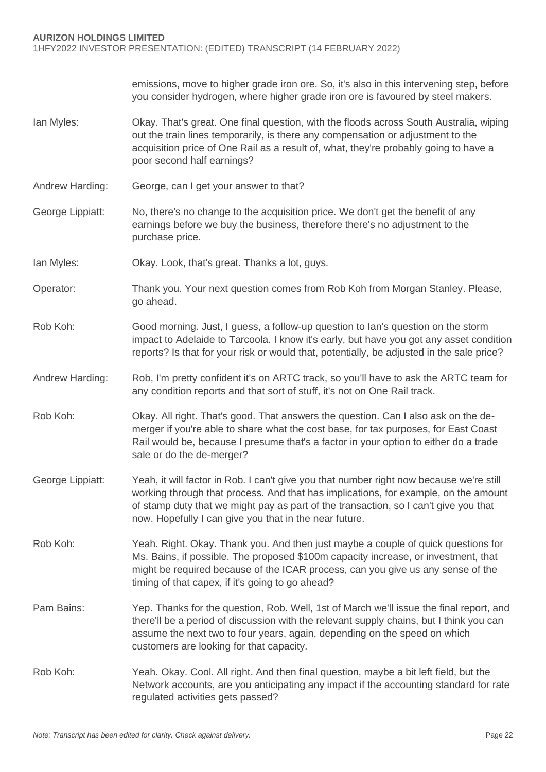emissions, move to higher grade iron ore. So, it's also in this intervening step, before you consider hydrogen, where higher grade iron ore is favoured by steel makers.

Ian Myles: Okay. That's great. One final question, with the floods across South Australia, wiping out the train lines temporarily, is there any compensation or adjustment to the acquisition price of One Rail as a result of, what, they're probably going to have a poor second half earnings?

Andrew Harding: George, can I get your answer to that?

George Lippiatt: No, there's no change to the acquisition price. We don't get the benefit of any earnings before we buy the business, therefore there's no adjustment to the purchase price.

Ian Myles: Okay. Look, that's great. Thanks a lot, guys.

Operator: Thank you. Your next question comes from Rob Koh from Morgan Stanley. Please, go ahead.

Rob Koh: Good morning. Just, I guess, a follow-up question to Ian's question on the storm impact to Adelaide to Tarcoola. I know it's early, but have you got any asset condition reports? Is that for your risk or would that, potentially, be adjusted in the sale price?

Andrew Harding: Rob, I'm pretty confident it's on ARTC track, so you'll have to ask the ARTC team for any condition reports and that sort of stuff, it's not on One Rail track.

Rob Koh: Okay. All right. That's good. That answers the question. Can I also ask on the de-merger if you're able to share what the cost base, for tax purposes, for East Coast Rail would be, because I presume that's a factor in your option to either do a trade sale or do the de-merger?

George Lippiatt: Yeah, it will factor in Rob. I can't give you that number right now because we're still working through that process. And that has implications, for example, on the amount of stamp duty that we might pay as part of the transaction, so I can't give you that now. Hopefully I can give you that in the near future.

Rob Koh: Yeah. Right. Okay. Thank you. And then just maybe a couple of quick questions for Ms. Bains, if possible. The proposed $100m capacity increase, or investment, that might be required because of the ICAR process, can you give us any sense of the timing of that capex, if it's going to go ahead?

Pam Bains: Yep. Thanks for the question, Rob. Well, 1st of March we'll issue the final report, and there'll be a period of discussion with the relevant supply chains, but I think you can assume the next two to four years, again, depending on the speed on which customers are looking for that capacity.

Rob Koh: Yeah. Okay. Cool. All right. And then final question, maybe a bit left field, but the Network accounts, are you anticipating any impact if the accounting standard for rate regulated activities gets passed?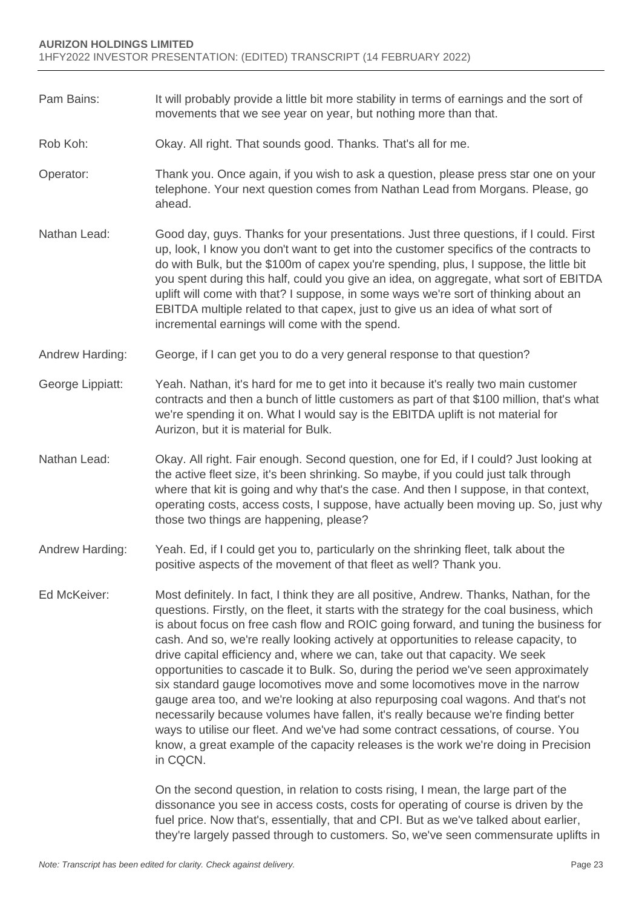Pam Bains: It will probably provide a little bit more stability in terms of earnings and the sort of movements that we see year on year, but nothing more than that.

Rob Koh: Okay. All right. That sounds good. Thanks. That's all for me.

Operator: Thank you. Once again, if you wish to ask a question, please press star one on your telephone. Your next question comes from Nathan Lead from Morgans. Please, go ahead.

Nathan Lead: Good day, guys. Thanks for your presentations. Just three questions, if I could. First up, look, I know you don't want to get into the customer specifics of the contracts to do with Bulk, but the $100m of capex you're spending, plus, I suppose, the little bit you spent during this half, could you give an idea, on aggregate, what sort of EBITDA uplift will come with that? I suppose, in some ways we're sort of thinking about an EBITDA multiple related to that capex, just to give us an idea of what sort of incremental earnings will come with the spend.

Andrew Harding: George, if I can get you to do a very general response to that question?

George Lippiatt: Yeah. Nathan, it's hard for me to get into it because it's really two main customer contracts and then a bunch of little customers as part of that $100 million, that's what we're spending it on. What I would say is the EBITDA uplift is not material for Aurizon, but it is material for Bulk.

Nathan Lead: Okay. All right. Fair enough. Second question, one for Ed, if I could? Just looking at the active fleet size, it's been shrinking. So maybe, if you could just talk through where that kit is going and why that's the case. And then I suppose, in that context, operating costs, access costs, I suppose, have actually been moving up. So, just why those two things are happening, please?

Andrew Harding: Yeah. Ed, if I could get you to, particularly on the shrinking fleet, talk about the positive aspects of the movement of that fleet as well? Thank you.

Ed McKeiver: Most definitely. In fact, I think they are all positive, Andrew. Thanks, Nathan, for the questions. Firstly, on the fleet, it starts with the strategy for the coal business, which is about focus on free cash flow and ROIC going forward, and tuning the business for cash. And so, we're really looking actively at opportunities to release capacity, to drive capital efficiency and, where we can, take out that capacity. We seek opportunities to cascade it to Bulk. So, during the period we've seen approximately six standard gauge locomotives move and some locomotives move in the narrow gauge area too, and we're looking at also repurposing coal wagons. And that's not necessarily because volumes have fallen, it's really because we're finding better ways to utilise our fleet. And we've had some contract cessations, of course. You know, a great example of the capacity releases is the work we're doing in Precision in CQCN.

On the second question, in relation to costs rising, I mean, the large part of the dissonance you see in access costs, costs for operating of course is driven by the fuel price. Now that's, essentially, that and CPI. But as we've talked about earlier, they're largely passed through to customers. So, we've seen commensurate uplifts in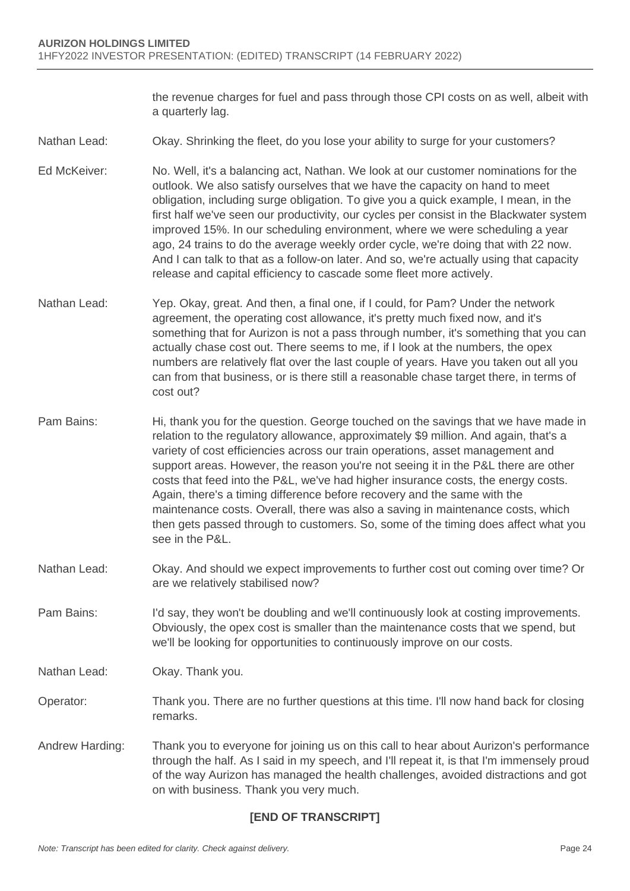the revenue charges for fuel and pass through those CPI costs on as well, albeit with a quarterly lag.

Nathan Lead: Okay. Shrinking the fleet, do you lose your ability to surge for your customers?

Ed McKeiver: No. Well, it's a balancing act, Nathan. We look at our customer nominations for the outlook. We also satisfy ourselves that we have the capacity on hand to meet obligation, including surge obligation. To give you a quick example, I mean, in the first half we've seen our productivity, our cycles per consist in the Blackwater system improved 15%. In our scheduling environment, where we were scheduling a year ago, 24 trains to do the average weekly order cycle, we're doing that with 22 now. And I can talk to that as a follow-on later. And so, we're actually using that capacity release and capital efficiency to cascade some fleet more actively.

Nathan Lead: Yep. Okay, great. And then, a final one, if I could, for Pam? Under the network agreement, the operating cost allowance, it's pretty much fixed now, and it's something that for Aurizon is not a pass through number, it's something that you can actually chase cost out. There seems to me, if I look at the numbers, the opex numbers are relatively flat over the last couple of years. Have you taken out all you can from that business, or is there still a reasonable chase target there, in terms of cost out?

Pam Bains: Hi, thank you for the question. George touched on the savings that we have made in relation to the regulatory allowance, approximately $9 million. And again, that's a variety of cost efficiencies across our train operations, asset management and support areas. However, the reason you're not seeing it in the P&L there are other costs that feed into the P&L, we've had higher insurance costs, the energy costs. Again, there's a timing difference before recovery and the same with the maintenance costs. Overall, there was also a saving in maintenance costs, which then gets passed through to customers. So, some of the timing does affect what you see in the P&L.

Nathan Lead: Okay. And should we expect improvements to further cost out coming over time? Or are we relatively stabilised now?

Pam Bains: I'd say, they won't be doubling and we'll continuously look at costing improvements. Obviously, the opex cost is smaller than the maintenance costs that we spend, but we'll be looking for opportunities to continuously improve on our costs.

Nathan Lead: Okay. Thank you.

Operator: Thank you. There are no further questions at this time. I'll now hand back for closing remarks.

Andrew Harding: Thank you to everyone for joining us on this call to hear about Aurizon's performance through the half. As I said in my speech, and I'll repeat it, is that I'm immensely proud of the way Aurizon has managed the health challenges, avoided distractions and got on with business. Thank you very much.

**[END OF TRANSCRIPT]**

*Note: Transcript has been edited for clarity. Check against delivery.*